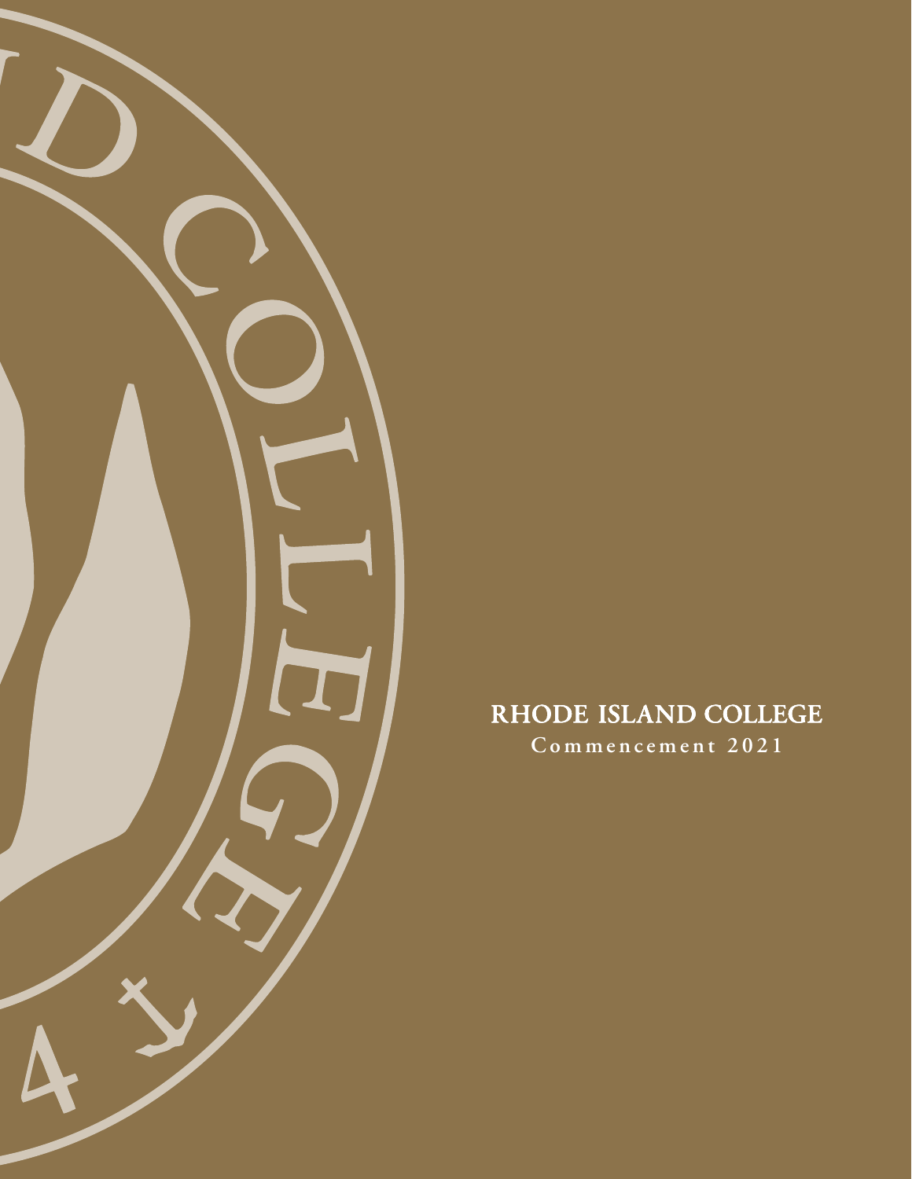# RHODE ISLAND COLLEGE

Commencement 2021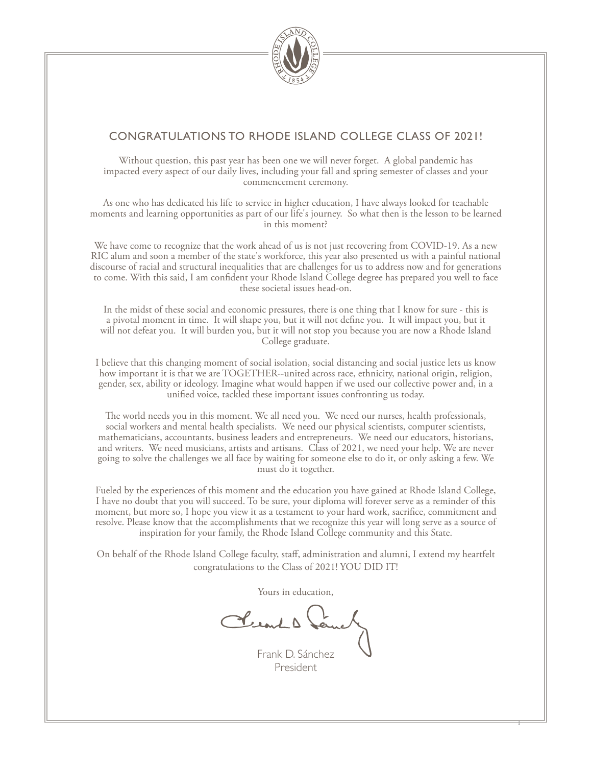## CONGRATULATIONS TO RHODE ISLAND COLLEGE CLASS OF 2021!

Without question, this past year has been one we will never forget. A global pandemic has impacted every aspect of our daily lives, including your fall and spring semester of classes and your commencement ceremony.

As one who has dedicated his life to service in higher education, I have always looked for teachable moments and learning opportunities as part of our life's journey. So what then is the lesson to be learned in this moment?

We have come to recognize that the work ahead of us is not just recovering from COVID-19. As a new RIC alum and soon a member of the state's workforce, this year also presented us with a painful national discourse of racial and structural inequalities that are challenges for us to address now and for generations to come. With this said, I am confident your Rhode Island College degree has prepared you well to face these societal issues head-on.

In the midst of these social and economic pressures, there is one thing that I know for sure - this is a pivotal moment in time. It will shape you, but it will not define you. It will impact you, but it will not defeat you. It will burden you, but it will not stop you because you are now a Rhode Island College graduate.

I believe that this changing moment of social isolation, social distancing and social justice lets us know how important it is that we are TOGETHER--united across race, ethnicity, national origin, religion, gender, sex, ability or ideology. Imagine what would happen if we used our collective power and, in a unified voice, tackled these important issues confronting us today.

The world needs you in this moment. We all need you. We need our nurses, health professionals, social workers and mental health specialists. We need our physical scientists, computer scientists, mathematicians, accountants, business leaders and entrepreneurs. We need our educators, historians, and writers. We need musicians, artists and artisans. Class of 2021, we need your help. We are never going to solve the challenges we all face by waiting for someone else to do it, or only asking a few. We must do it together.

Fueled by the experiences of this moment and the education you have gained at Rhode Island College, I have no doubt that you will succeed. To be sure, your diploma will forever serve as a reminder of this moment, but more so, I hope you view it as a testament to your hard work, sacrifice, commitment and resolve. Please know that the accomplishments that we recognize this year will long serve as a source of inspiration for your family, the Rhode Island College community and this State.

On behalf of the Rhode Island College faculty, staff, administration and alumni, I extend my heartfelt congratulations to the Class of 2021! YOU DID IT!

Yours in education,

Frank D. Sánchez
President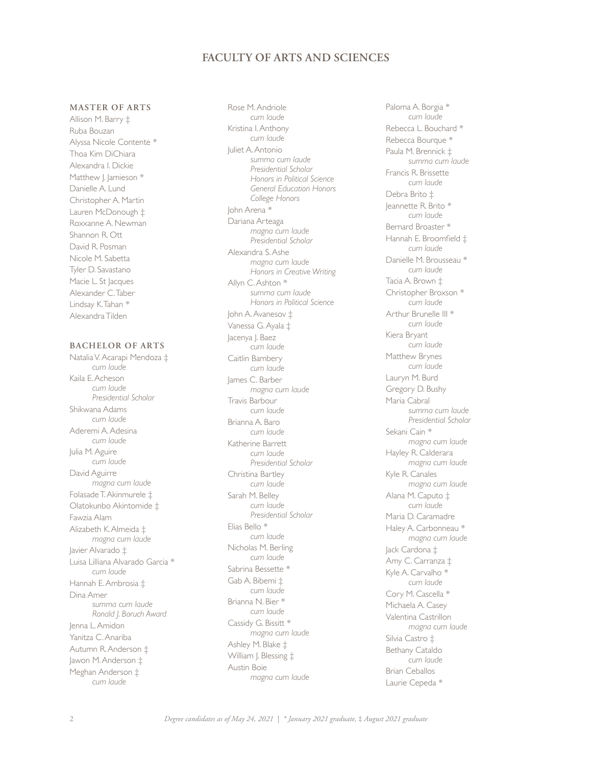# FACULTY OF ARTS AND SCIENCES

## MASTER OF ARTS

Allison M. Barry ‡
Ruba Bouzan
Alyssa Nicole Contente *
Thoa Kim DiChiara
Alexandra I. Dickie
Matthew J. Jamieson *
Danielle A. Lund
Christopher A. Martin
Lauren McDonough ‡
Roxxanne A. Newman
Shannon R. Ott
David R. Posman
Nicole M. Sabetta
Tyler D. Savastano
Macie L. St Jacques
Alexander C. Taber
Lindsay K. Tahan *
Alexandra Tilden

## BACHELOR OF ARTS

Natalia V. Acarapi Mendoza ‡
*cum laude*
Kaila E. Acheson
*cum laude*
*Presidential Scholar*
Shikwana Adams
*cum laude*
Aderemi A. Adesina
*cum laude*
Julia M. Aguire
*cum laude*
David Aguirre
*magna cum laude*
Folasade T. Akinmurele ‡
Olatokunbo Akintomide ‡
Fawzia Alam
Alizabeth K. Almeida ‡
*magna cum laude*
Javier Alvarado ‡
Luisa Lilliana Alvarado Garcia *
*cum laude*
Hannah E. Ambrosia ‡
Dina Amer
*summa cum laude*
*Ronald J. Boruch Award*
Jenna L. Amidon
Yanitza C. Anariba
Autumn R. Anderson ‡
Jawon M. Anderson ‡
Meghan Anderson ‡
*cum laude*
Rose M. Andriole
*cum laude*
Kristina I. Anthony
*cum laude*
Juliet A. Antonio
*summa cum laude*
*Presidential Scholar*
*Honors in Political Science*
*General Education Honors*
*College Honors*
John Arena *
Dariana Arteaga
*magna cum laude*
*Presidential Scholar*
Alexandra S. Ashe
*magna cum laude*
*Honors in Creative Writing*
Allyn C. Ashton *
*summa cum laude*
*Honors in Political Science*
John A. Avanesov ‡
Vanessa G. Ayala ‡
Jacenya J. Baez
*cum laude*
Caitlin Bambery
*cum laude*
James C. Barber
*magna cum laude*
Travis Barbour
*cum laude*
Brianna A. Baro
*cum laude*
Katherine Barrett
*cum laude*
*Presidential Scholar*
Christina Bartley
*cum laude*
Sarah M. Belley
*cum laude*
*Presidential Scholar*
Elias Bello *
*cum laude*
Nicholas M. Berling
*cum laude*
Sabrina Bessette *
Gab A. Bibemi ‡
*cum laude*
Brianna N. Bier *
*cum laude*
Cassidy G. Bissitt *
*magna cum laude*
Ashley M. Blake ‡
William J. Blessing ‡
Austin Boie
*magna cum laude*
Paloma A. Borgia *
*cum laude*
Rebecca L. Bouchard *
Rebecca Bourque *
Paula M. Brennick ‡
*summa cum laude*
Francis R. Brissette
*cum laude*
Debra Brito ‡
Jeannette R. Brito *
*cum laude*
Bernard Broaster *
Hannah E. Broomfield ‡
*cum laude*
Danielle M. Brousseau *
*cum laude*
Tacia A. Brown ‡
Christopher Broxson *
*cum laude*
Arthur Brunelle III *
*cum laude*
Kiera Bryant
*cum laude*
Matthew Brynes
*cum laude*
Lauryn M. Burd
Gregory D. Bushy
Maria Cabral
*summa cum laude*
*Presidential Scholar*
Sekani Cain *
*magna cum laude*
Hayley R. Calderara
*magna cum laude*
Kyle R. Canales
*magna cum laude*
Alana M. Caputo ‡
*cum laude*
Maria D. Caramadre
Haley A. Carbonneau *
*magna cum laude*
Jack Cardona ‡
Amy C. Carranza ‡
Kyle A. Carvalho *
*cum laude*
Cory M. Cascella *
Michaela A. Casey
Valentina Castrillon
*magna cum laude*
Silvia Castro ‡
Bethany Cataldo
*cum laude*
Brian Ceballos
Laurie Cepeda *

*Degree candidates as of May 24, 2021 | * January 2021 graduate, ‡ August 2021 graduate*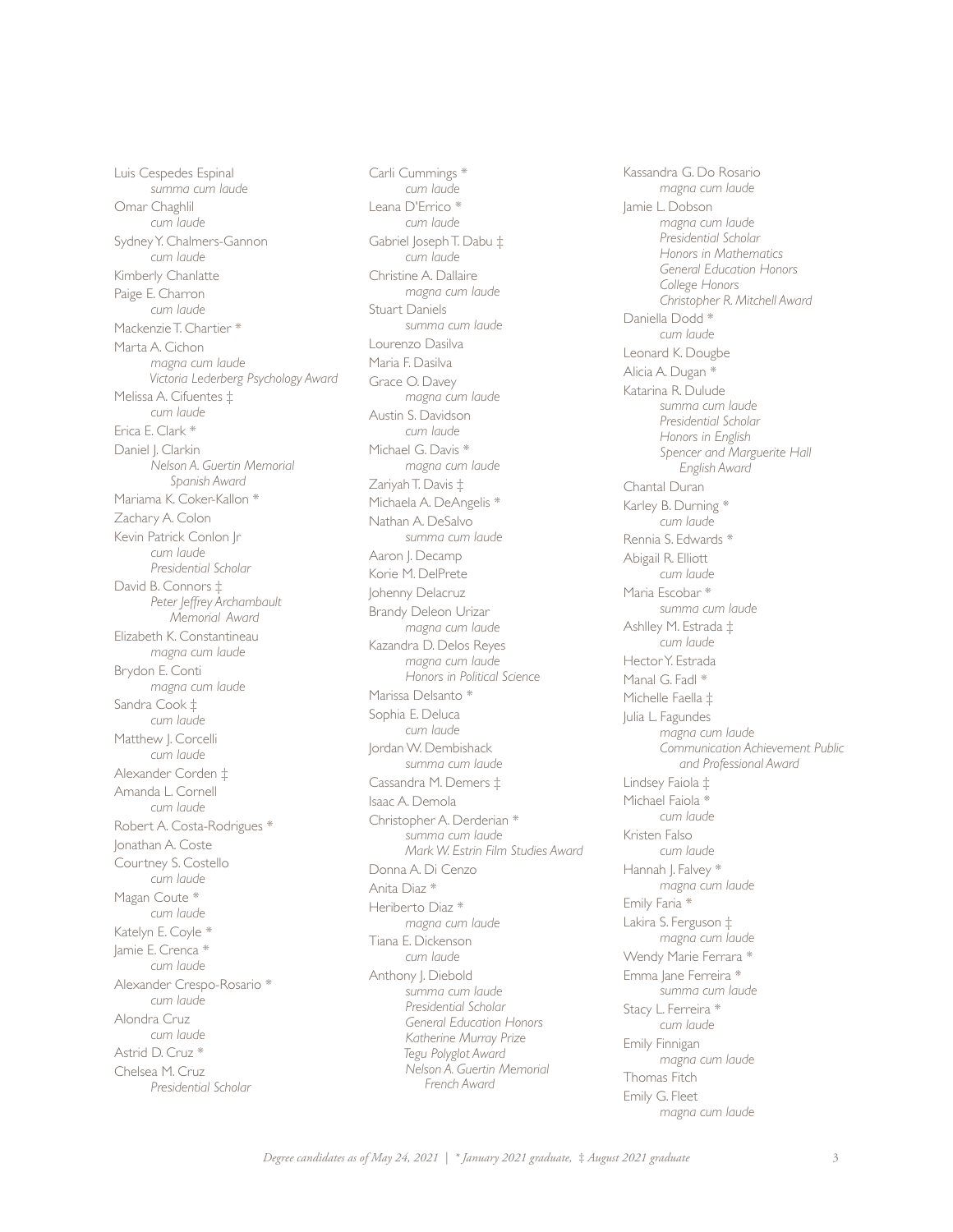Luis Cespedes Espinal
*summa cum laude*

Omar Chaghlil
*cum laude*

Sydney Y. Chalmers-Gannon
*cum laude*

Kimberly Chanlatte

Paige E. Charron
*cum laude*

Mackenzie T. Chartier *

Marta A. Cichon
*magna cum laude*
*Victoria Lederberg Psychology Award*

Melissa A. Cifuentes ‡
*cum laude*

Erica E. Clark *

Daniel J. Clarkin
*Nelson A. Guertin Memorial Spanish Award*

Mariama K. Coker-Kallon *

Zachary A. Colon

Kevin Patrick Conlon Jr
*cum laude*
*Presidential Scholar*

David B. Connors ‡
*Peter Jeffrey Archambault Memorial Award*

Elizabeth K. Constantineau
*magna cum laude*

Brydon E. Conti
*magna cum laude*

Sandra Cook ‡
*cum laude*

Matthew J. Corcelli
*cum laude*

Alexander Corden ‡

Amanda L. Cornell
*cum laude*

Robert A. Costa-Rodrigues *

Jonathan A. Coste

Courtney S. Costello
*cum laude*

Magan Coute *
*cum laude*

Katelyn E. Coyle *

Jamie E. Crenca *
*cum laude*

Alexander Crespo-Rosario *
*cum laude*

Alondra Cruz
*cum laude*

Astrid D. Cruz *

Chelsea M. Cruz
*Presidential Scholar*

Carli Cummings *
*cum laude*

Leana D'Errico *
*cum laude*

Gabriel Joseph T. Dabu ‡
*cum laude*

Christine A. Dallaire
*magna cum laude*

Stuart Daniels
*summa cum laude*

Lourenzo Dasilva

Maria F. Dasilva

Grace O. Davey
*magna cum laude*

Austin S. Davidson
*cum laude*

Michael G. Davis *
*magna cum laude*

Zariyah T. Davis ‡

Michaela A. DeAngelis *

Nathan A. DeSalvo
*summa cum laude*

Aaron J. Decamp

Korie M. DelPrete

Johenny Delacruz

Brandy Deleon Urizar
*magna cum laude*

Kazandra D. Delos Reyes
*magna cum laude*
*Honors in Political Science*

Marissa Delsanto *

Sophia E. Deluca
*cum laude*

Jordan W. Dembishack
*summa cum laude*

Cassandra M. Demers ‡

Isaac A. Demola

Christopher A. Derderian *
*summa cum laude*
*Mark W. Estrin Film Studies Award*

Donna A. Di Cenzo

Anita Diaz *

Heriberto Diaz *
*magna cum laude*

Tiana E. Dickenson
*cum laude*

Anthony J. Diebold
*summa cum laude*
*Presidential Scholar*
*General Education Honors*
*Katherine Murray Prize*
*Tegu Polyglot Award*
*Nelson A. Guertin Memorial French Award*

Kassandra G. Do Rosario
*magna cum laude*

Jamie L. Dobson
*magna cum laude*
*Presidential Scholar*
*Honors in Mathematics*
*General Education Honors*
*College Honors*
*Christopher R. Mitchell Award*

Daniella Dodd *
*cum laude*

Leonard K. Dougbe

Alicia A. Dugan *

Katarina R. Dulude
*summa cum laude*
*Presidential Scholar*
*Honors in English*
*Spencer and Marguerite Hall English Award*

Chantal Duran

Karley B. Durning *
*cum laude*

Rennia S. Edwards *

Abigail R. Elliott
*cum laude*

Maria Escobar *
*summa cum laude*

Ashlley M. Estrada ‡
*cum laude*

Hector Y. Estrada

Manal G. Fadl *

Michelle Faella ‡

Julia L. Fagundes
*magna cum laude*
*Communication Achievement Public and Professional Award*

Lindsey Faiola ‡

Michael Faiola *
*cum laude*

Kristen Falso
*cum laude*

Hannah J. Falvey *
*magna cum laude*

Emily Faria *

Lakira S. Ferguson ‡
*magna cum laude*

Wendy Marie Ferrara *

Emma Jane Ferreira *
*summa cum laude*

Stacy L. Ferreira *
*cum laude*

Emily Finnigan
*magna cum laude*

Thomas Fitch

Emily G. Fleet
*magna cum laude*

*Degree candidates as of May 24, 2021 | * January 2021 graduate, ‡ August 2021 graduate*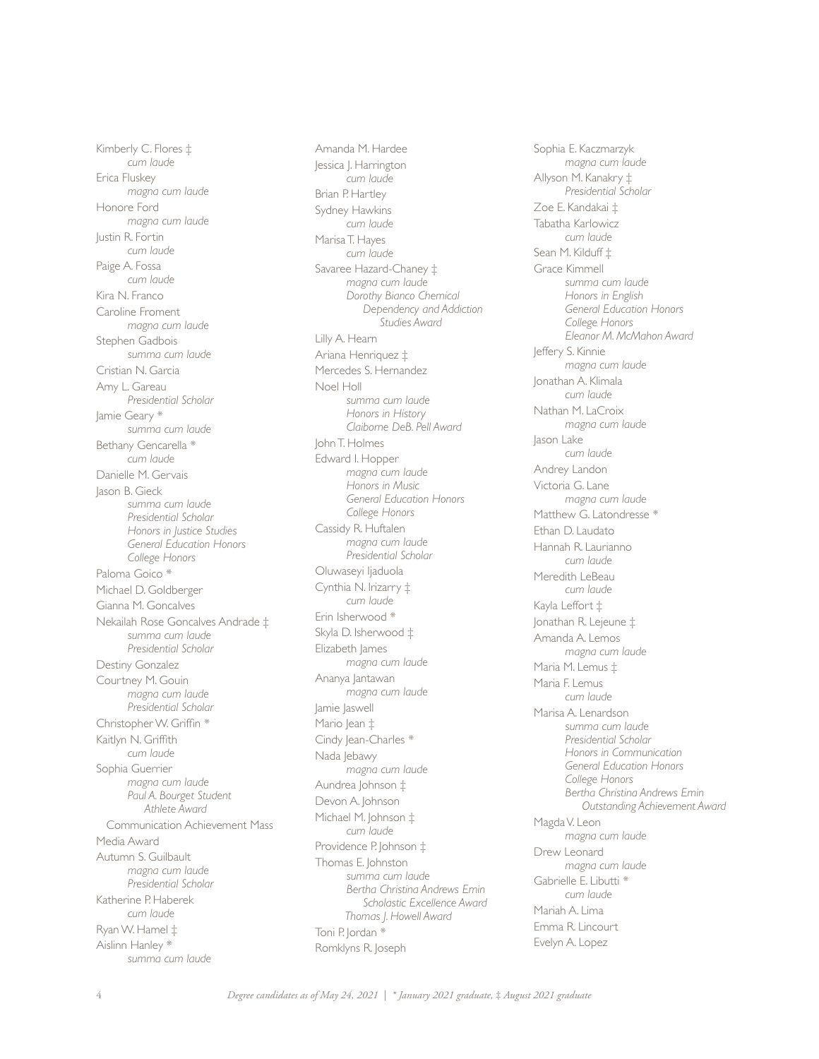Kimberly C. Flores ‡
*cum laude*

Erica Fluskey
*magna cum laude*

Honore Ford
*magna cum laude*

Justin R. Fortin
*cum laude*

Paige A. Fossa
*cum laude*

Kira N. Franco

Caroline Froment
*magna cum laude*

Stephen Gadbois
*summa cum laude*

Cristian N. Garcia

Amy L. Gareau
*Presidential Scholar*

Jamie Geary *
*summa cum laude*

Bethany Gencarella *
*cum laude*

Danielle M. Gervais

Jason B. Gieck
*summa cum laude*
*Presidential Scholar*
*Honors in Justice Studies*
*General Education Honors*
*College Honors*

Paloma Goico *

Michael D. Goldberger

Gianna M. Goncalves

Nekailah Rose Goncalves Andrade ‡
*summa cum laude*
*Presidential Scholar*

Destiny Gonzalez

Courtney M. Gouin
*magna cum laude*
*Presidential Scholar*

Christopher W. Griffin *

Kaitlyn N. Griffith
*cum laude*

Sophia Guerrier
*magna cum laude*
*Paul A. Bourget Student Athlete Award*
Communication Achievement Mass Media Award

Autumn S. Guilbault
*magna cum laude*
*Presidential Scholar*

Katherine P. Haberek
*cum laude*

Ryan W. Hamel ‡

Aislinn Hanley *
*summa cum laude*

Amanda M. Hardee

Jessica J. Harrington
*cum laude*

Brian P. Hartley

Sydney Hawkins
*cum laude*

Marisa T. Hayes
*cum laude*

Savaree Hazard-Chaney ‡
*magna cum laude*
*Dorothy Bianco Chemical Dependency and Addiction Studies Award*

Lilly A. Hearn

Ariana Henriquez ‡

Mercedes S. Hernandez

Noel Holl
*summa cum laude*
*Honors in History*
*Claiborne DeB. Pell Award*

John T. Holmes

Edward I. Hopper
*magna cum laude*
*Honors in Music*
*General Education Honors*
*College Honors*

Cassidy R. Huftalen
*magna cum laude*
*Presidential Scholar*

Oluwaseyi Ijaduola

Cynthia N. Irizarry ‡
*cum laude*

Erin Isherwood *

Skyla D. Isherwood ‡

Elizabeth James
*magna cum laude*

Ananya Jantawan
*magna cum laude*

Jamie Jaswell

Mario Jean ‡

Cindy Jean-Charles *

Nada Jebawy
*magna cum laude*

Aundrea Johnson ‡

Devon A. Johnson

Michael M. Johnson ‡
*cum laude*

Providence P. Johnson ‡

Thomas E. Johnston
*summa cum laude*
*Bertha Christina Andrews Emin Scholastic Excellence Award*
*Thomas J. Howell Award*

Toni P. Jordan *

Romklyns R. Joseph

Sophia E. Kaczmarzyk
*magna cum laude*

Allyson M. Kanakry ‡
*Presidential Scholar*

Zoe E. Kandakai ‡

Tabatha Karlowicz
*cum laude*

Sean M. Kilduff ‡

Grace Kimmell
*summa cum laude*
*Honors in English*
*General Education Honors*
*College Honors*
*Eleanor M. McMahon Award*

Jeffery S. Kinnie
*magna cum laude*

Jonathan A. Klimala
*cum laude*

Nathan M. LaCroix
*magna cum laude*

Jason Lake
*cum laude*

Andrey Landon

Victoria G. Lane
*magna cum laude*

Matthew G. Latondresse *

Ethan D. Laudato

Hannah R. Laurianno
*cum laude*

Meredith LeBeau
*cum laude*

Kayla Leffort ‡

Jonathan R. Lejeune ‡

Amanda A. Lemos
*magna cum laude*

Maria M. Lemus ‡

Maria F. Lemus
*cum laude*

Marisa A. Lenardson
*summa cum laude*
*Presidential Scholar*
*Honors in Communication*
*General Education Honors*
*College Honors*
*Bertha Christina Andrews Emin Outstanding Achievement Award*

Magda V. Leon
*magna cum laude*

Drew Leonard
*magna cum laude*

Gabrielle E. Libutti *
*cum laude*

Mariah A. Lima

Emma R. Lincourt

Evelyn A. Lopez

*Degree candidates as of May 24, 2021 | * January 2021 graduate, ‡ August 2021 graduate*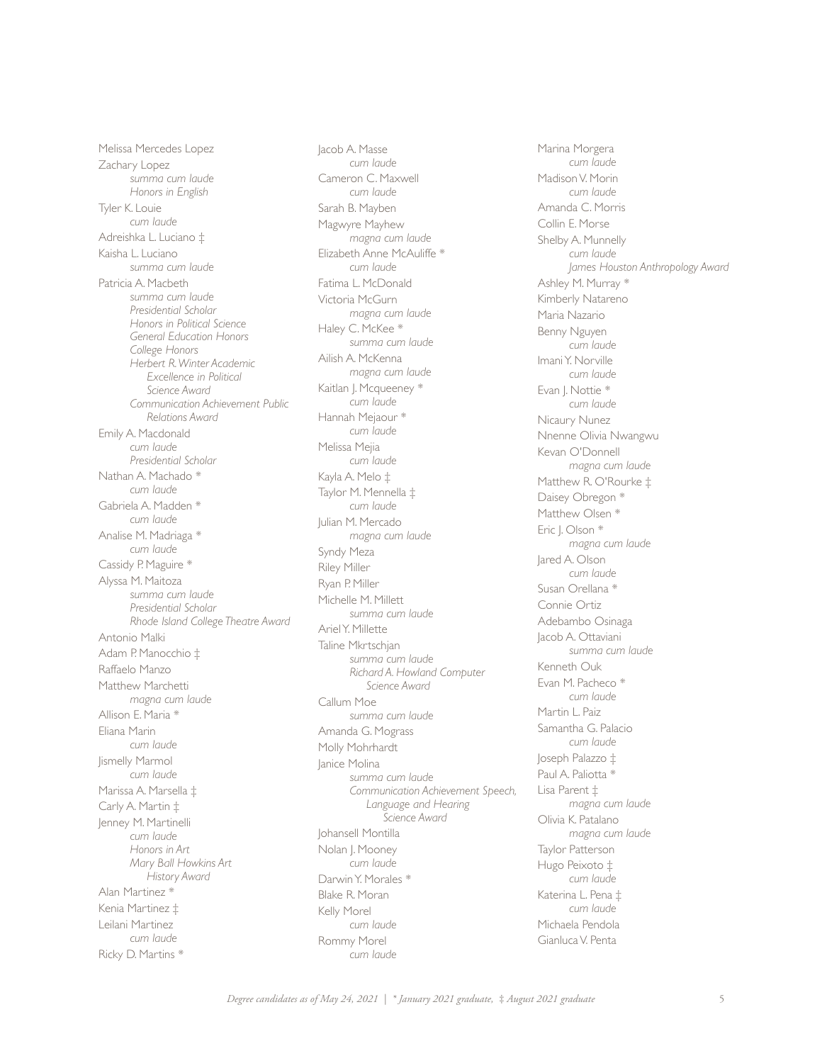Melissa Mercedes Lopez

Zachary Lopez
*summa cum laude*
*Honors in English*

Tyler K. Louie
*cum laude*

Adreishka L. Luciano ‡

Kaisha L. Luciano
*summa cum laude*

Patricia A. Macbeth
*summa cum laude*
*Presidential Scholar*
*Honors in Political Science*
*General Education Honors*
*College Honors*
*Herbert R. Winter Academic Excellence in Political Science Award*
*Communication Achievement Public Relations Award*

Emily A. Macdonald
*cum laude*
*Presidential Scholar*

Nathan A. Machado *
*cum laude*

Gabriela A. Madden *
*cum laude*

Analise M. Madriaga *
*cum laude*

Cassidy P. Maguire *

Alyssa M. Maitoza
*summa cum laude*
*Presidential Scholar*
*Rhode Island College Theatre Award*

Antonio Malki

Adam P. Manocchio ‡

Raffaelo Manzo

Matthew Marchetti
*magna cum laude*

Allison E. Maria *

Eliana Marin
*cum laude*

Jismelly Marmol
*cum laude*

Marissa A. Marsella ‡

Carly A. Martin ‡

Jenney M. Martinelli
*cum laude*
*Honors in Art*
*Mary Ball Howkins Art History Award*

Alan Martinez *

Kenia Martinez ‡

Leilani Martinez
*cum laude*

Ricky D. Martins *

Jacob A. Masse
*cum laude*

Cameron C. Maxwell
*cum laude*

Sarah B. Mayben

Magwyre Mayhew
*magna cum laude*

Elizabeth Anne McAuliffe *
*cum laude*

Fatima L. McDonald

Victoria McGurn
*magna cum laude*

Haley C. McKee *
*summa cum laude*

Ailish A. McKenna
*magna cum laude*

Kaitlan J. Mcqueeney *
*cum laude*

Hannah Mejaour *
*cum laude*

Melissa Mejia
*cum laude*

Kayla A. Melo ‡

Taylor M. Mennella ‡
*cum laude*

Julian M. Mercado
*magna cum laude*

Syndy Meza

Riley Miller

Ryan P. Miller

Michelle M. Millett
*summa cum laude*

Ariel Y. Millette

Taline Mkrtschjan
*summa cum laude*
*Richard A. Howland Computer Science Award*

Callum Moe
*summa cum laude*

Amanda G. Mograss

Molly Mohrhardt

Janice Molina
*summa cum laude*
*Communication Achievement Speech, Language and Hearing Science Award*

Johansell Montilla

Nolan J. Mooney
*cum laude*

Darwin Y. Morales *

Blake R. Moran

Kelly Morel
*cum laude*

Rommy Morel
*cum laude*

Marina Morgera
*cum laude*

Madison V. Morin
*cum laude*

Amanda C. Morris

Collin E. Morse

Shelby A. Munnelly
*cum laude*
*James Houston Anthropology Award*

Ashley M. Murray *

Kimberly Natareno

Maria Nazario

Benny Nguyen
*cum laude*

Imani Y. Norville
*cum laude*

Evan J. Nottie *
*cum laude*

Nicaury Nunez

Nnenne Olivia Nwangwu

Kevan O'Donnell
*magna cum laude*

Matthew R. O'Rourke ‡

Daisey Obregon *

Matthew Olsen *

Eric J. Olson *
*magna cum laude*

Jared A. Olson
*cum laude*

Susan Orellana *

Connie Ortiz

Adebambo Osinaga

Jacob A. Ottaviani
*summa cum laude*

Kenneth Ouk

Evan M. Pacheco *
*cum laude*

Martin L. Paiz

Samantha G. Palacio
*cum laude*

Joseph Palazzo ‡

Paul A. Paliotta *

Lisa Parent ‡
*magna cum laude*

Olivia K. Patalano
*magna cum laude*

Taylor Patterson

Hugo Peixoto ‡
*cum laude*

Katerina L. Pena ‡
*cum laude*

Michaela Pendola

Gianluca V. Penta

*Degree candidates as of May 24, 2021 | * January 2021 graduate, ‡ August 2021 graduate*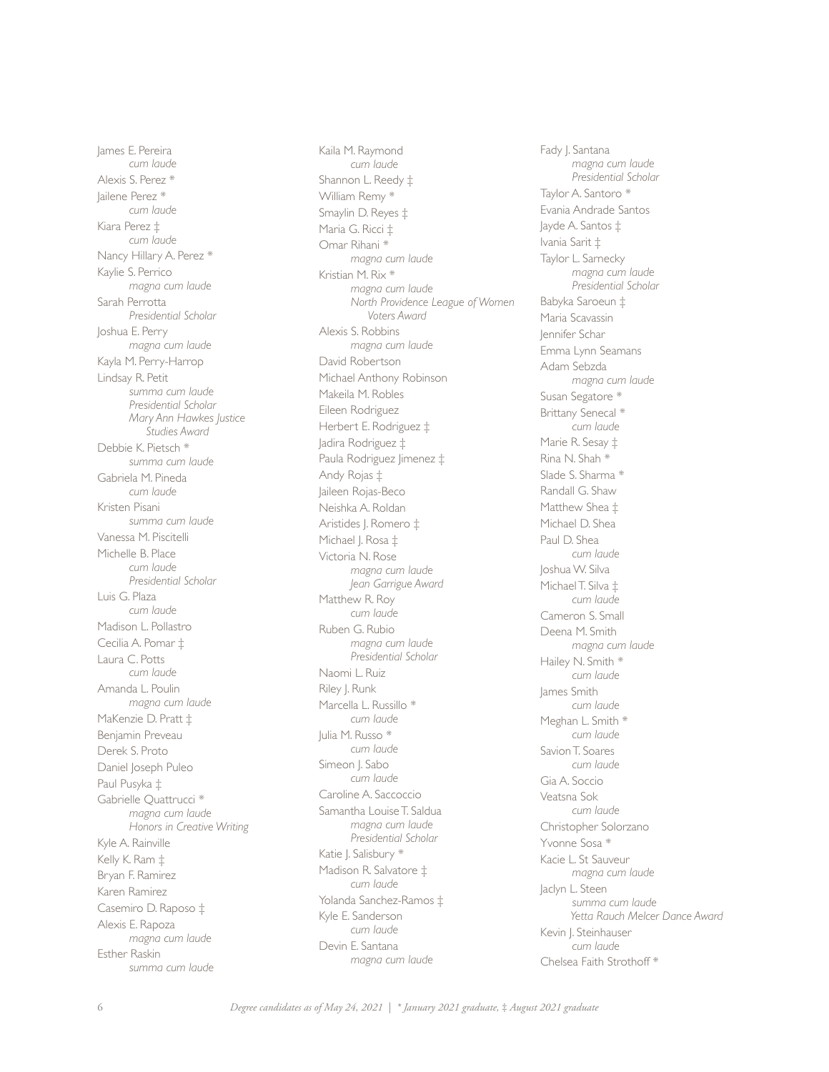James E. Pereira
*cum laude*

Alexis S. Perez *

Jailene Perez *
*cum laude*

Kiara Perez ‡
*cum laude*

Nancy Hillary A. Perez *

Kaylie S. Perrico
*magna cum laude*

Sarah Perrotta
*Presidential Scholar*

Joshua E. Perry
*magna cum laude*

Kayla M. Perry-Harrop

Lindsay R. Petit
*summa cum laude*
*Presidential Scholar*
*Mary Ann Hawkes Justice Studies Award*

Debbie K. Pietsch *
*summa cum laude*

Gabriela M. Pineda
*cum laude*

Kristen Pisani
*summa cum laude*

Vanessa M. Piscitelli

Michelle B. Place
*cum laude*
*Presidential Scholar*

Luis G. Plaza
*cum laude*

Madison L. Pollastro

Cecilia A. Pomar ‡

Laura C. Potts
*cum laude*

Amanda L. Poulin
*magna cum laude*

MaKenzie D. Pratt ‡

Benjamin Preveau

Derek S. Proto

Daniel Joseph Puleo

Paul Pusyka ‡

Gabrielle Quattrucci *
*magna cum laude*
*Honors in Creative Writing*

Kyle A. Rainville

Kelly K. Ram ‡

Bryan F. Ramirez

Karen Ramirez

Casemiro D. Raposo ‡

Alexis E. Rapoza
*magna cum laude*

Esther Raskin
*summa cum laude*

Kaila M. Raymond
*cum laude*

Shannon L. Reedy ‡

William Remy *

Smaylin D. Reyes ‡

Maria G. Ricci ‡

Omar Rihani *
*magna cum laude*

Kristian M. Rix *
*magna cum laude*
*North Providence League of Women Voters Award*

Alexis S. Robbins
*magna cum laude*

David Robertson

Michael Anthony Robinson

Makeila M. Robles

Eileen Rodriguez

Herbert E. Rodriguez ‡

Jadira Rodriguez ‡

Paula Rodriguez Jimenez ‡

Andy Rojas ‡

Jaileen Rojas-Beco

Neishka A. Roldan

Aristides J. Romero ‡

Michael J. Rosa ‡

Victoria N. Rose
*magna cum laude*
*Jean Garrigue Award*

Matthew R. Roy
*cum laude*

Ruben G. Rubio
*magna cum laude*
*Presidential Scholar*

Naomi L. Ruiz

Riley J. Runk

Marcella L. Russillo *
*cum laude*

Julia M. Russo *
*cum laude*

Simeon J. Sabo
*cum laude*

Caroline A. Saccoccio

Samantha Louise T. Saldua
*magna cum laude*
*Presidential Scholar*

Katie J. Salisbury *

Madison R. Salvatore ‡
*cum laude*

Yolanda Sanchez-Ramos ‡

Kyle E. Sanderson
*cum laude*

Devin E. Santana
*magna cum laude*

Fady J. Santana
*magna cum laude*
*Presidential Scholar*

Taylor A. Santoro *

Evania Andrade Santos

Jayde A. Santos ‡

Ivania Sarit ‡

Taylor L. Sarnecky
*magna cum laude*
*Presidential Scholar*

Babyka Saroeun ‡

Maria Scavassin

Jennifer Schar

Emma Lynn Seamans

Adam Sebzda
*magna cum laude*

Susan Segatore *

Brittany Senecal *
*cum laude*

Marie R. Sesay ‡

Rina N. Shah *

Slade S. Sharma *

Randall G. Shaw

Matthew Shea ‡

Michael D. Shea

Paul D. Shea
*cum laude*

Joshua W. Silva

Michael T. Silva ‡
*cum laude*

Cameron S. Small

Deena M. Smith
*magna cum laude*

Hailey N. Smith *
*cum laude*

James Smith
*cum laude*

Meghan L. Smith *
*cum laude*

Savion T. Soares
*cum laude*

Gia A. Soccio

Veatsna Sok
*cum laude*

Christopher Solorzano

Yvonne Sosa *

Kacie L. St Sauveur
*magna cum laude*

Jaclyn L. Steen
*summa cum laude*
*Yetta Rauch Melcer Dance Award*

Kevin J. Steinhauser
*cum laude*

Chelsea Faith Strothoff *

*Degree candidates as of May 24, 2021 | * January 2021 graduate, ‡ August 2021 graduate*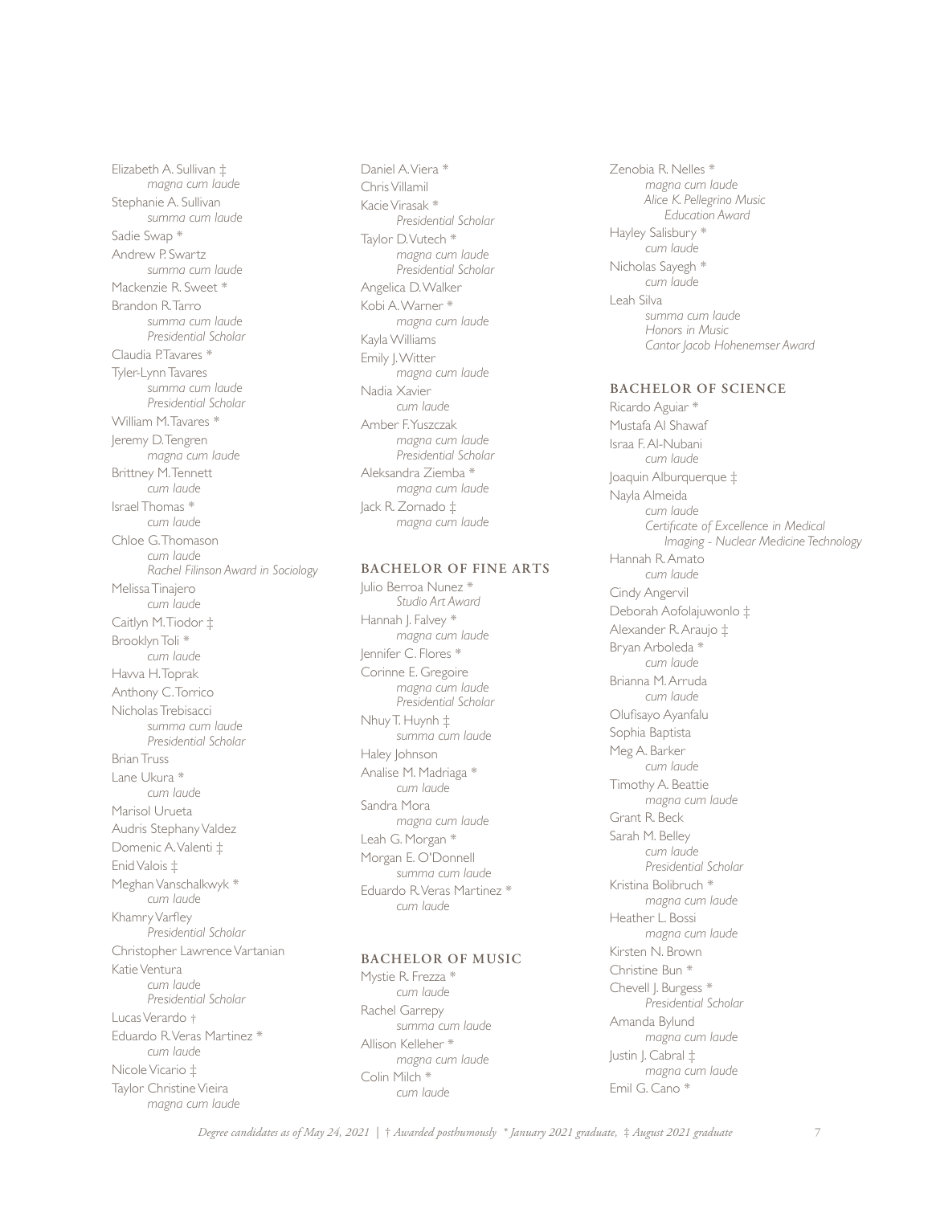Elizabeth A. Sullivan ‡
*magna cum laude*

Stephanie A. Sullivan
*summa cum laude*

Sadie Swap *

Andrew P. Swartz
*summa cum laude*

Mackenzie R. Sweet *

Brandon R. Tarro
*summa cum laude*
*Presidential Scholar*

Claudia P. Tavares *

Tyler-Lynn Tavares
*summa cum laude*
*Presidential Scholar*

William M. Tavares *

Jeremy D. Tengren
*magna cum laude*

Brittney M. Tennett
*cum laude*

Israel Thomas *
*cum laude*

Chloe G. Thomason
*cum laude*
*Rachel Filinson Award in Sociology*

Melissa Tinajero
*cum laude*

Caitlyn M. Tiodor ‡

Brooklyn Toli *
*cum laude*

Havva H. Toprak

Anthony C. Torrico

Nicholas Trebisacci
*summa cum laude*
*Presidential Scholar*

Brian Truss

Lane Ukura *
*cum laude*

Marisol Urueta

Audris Stephany Valdez

Domenic A. Valenti ‡

Enid Valois ‡

Meghan Vanschalkwyk *
*cum laude*

Khamry Varfley
*Presidential Scholar*

Christopher Lawrence Vartanian

Katie Ventura
*cum laude*
*Presidential Scholar*

Lucas Verardo †

Eduardo R. Veras Martinez *
*cum laude*

Nicole Vicario ‡

Taylor Christine Vieira
*magna cum laude*

Daniel A. Viera *

Chris Villamil

Kacie Virasak *
*Presidential Scholar*

Taylor D. Vutech *
*magna cum laude*
*Presidential Scholar*

Angelica D. Walker

Kobi A. Warner *
*magna cum laude*

Kayla Williams

Emily J. Witter
*magna cum laude*

Nadia Xavier
*cum laude*

Amber F. Yuszczak
*magna cum laude*
*Presidential Scholar*

Aleksandra Ziemba *
*magna cum laude*

Jack R. Zornado ‡
*magna cum laude*

## BACHELOR OF FINE ARTS

Julio Berroa Nunez *
*Studio Art Award*

Hannah J. Falvey *
*magna cum laude*

Jennifer C. Flores *

Corinne E. Gregoire
*magna cum laude*
*Presidential Scholar*

Nhuy T. Huynh ‡
*summa cum laude*

Haley Johnson

Analise M. Madriaga *
*cum laude*

Sandra Mora
*magna cum laude*

Leah G. Morgan *

Morgan E. O'Donnell
*summa cum laude*

Eduardo R. Veras Martinez *
*cum laude*

## BACHELOR OF MUSIC

Mystie R. Frezza *
*cum laude*

Rachel Garrepy
*summa cum laude*

Allison Kelleher *
*magna cum laude*

Colin Milch *
*cum laude*

Zenobia R. Nelles *
*magna cum laude*
*Alice K. Pellegrino Music Education Award*

Hayley Salisbury *
*cum laude*

Nicholas Sayegh *
*cum laude*

Leah Silva
*summa cum laude*
*Honors in Music*
*Cantor Jacob Hohenemser Award*

## BACHELOR OF SCIENCE

Ricardo Aguiar *

Mustafa Al Shawaf

Israa F. Al-Nubani
*cum laude*

Joaquin Alburquerque ‡

Nayla Almeida
*cum laude*
*Certificate of Excellence in Medical Imaging - Nuclear Medicine Technology*

Hannah R. Amato
*cum laude*

Cindy Angervil

Deborah Aofolajuwonlo ‡

Alexander R. Araujo ‡

Bryan Arboleda *
*cum laude*

Brianna M. Arruda
*cum laude*

Olufisayo Ayanfalu

Sophia Baptista

Meg A. Barker
*cum laude*

Timothy A. Beattie
*magna cum laude*

Grant R. Beck

Sarah M. Belley
*cum laude*
*Presidential Scholar*

Kristina Bolibruch *
*magna cum laude*

Heather L. Bossi
*magna cum laude*

Kirsten N. Brown

Christine Bun *

Chevell J. Burgess *
*Presidential Scholar*

Amanda Bylund
*magna cum laude*

Justin J. Cabral ‡
*magna cum laude*

Emil G. Cano *

*Degree candidates as of May 24, 2021 | † Awarded posthumously * January 2021 graduate, ‡ August 2021 graduate*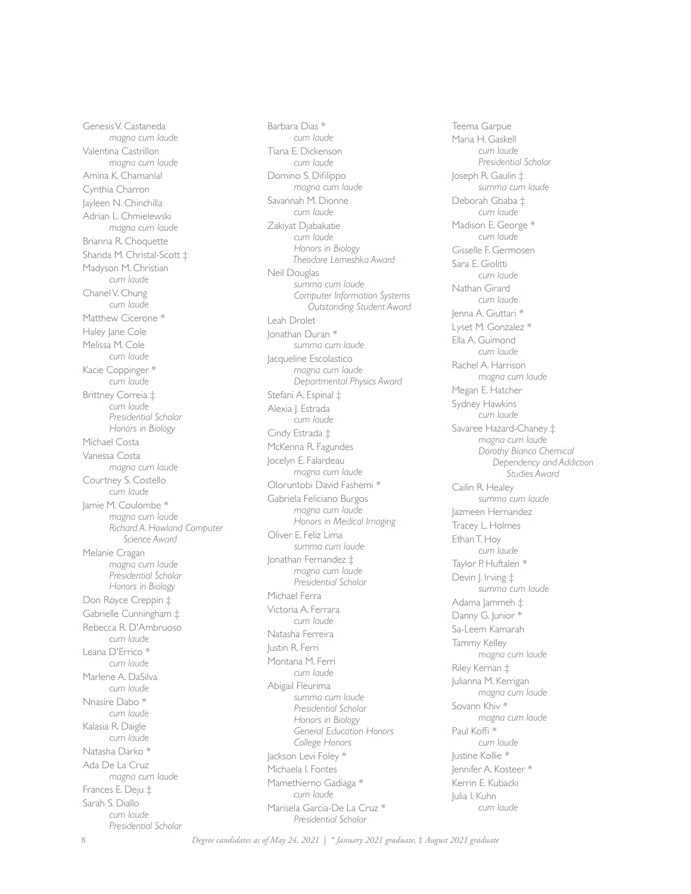Genesis V. Castaneda
*magna cum laude*

Valentina Castrillon
*magna cum laude*

Amina K. Chamanlal

Cynthia Charron

Jayleen N. Chinchilla

Adrian L. Chmielewski
*magna cum laude*

Brianna R. Choquette

Shanda M. Christal-Scott ‡

Madyson M. Christian
*cum laude*

Chanel V. Chung
*cum laude*

Matthew Cicerone *

Haley Jane Cole

Melissa M. Cole
*cum laude*

Kacie Coppinger *
*cum laude*

Brittney Correia ‡
*cum laude*
*Presidential Scholar*
*Honors in Biology*

Michael Costa

Vanessa Costa
*magna cum laude*

Courtney S. Costello
*cum laude*

Jamie M. Coulombe *
*magna cum laude*
*Richard A. Howland Computer Science Award*

Melanie Cragan
*magna cum laude*
*Presidential Scholar*
*Honors in Biology*

Don Royce Creppin ‡

Gabrielle Cunningham ‡

Rebecca R. D'Ambruoso
*cum laude*

Leana D'Errico *
*cum laude*

Marlene A. DaSilva
*cum laude*

Nnasire Dabo *
*cum laude*

Kalasia R. Daigle
*cum laude*

Natasha Darko *

Ada De La Cruz
*magna cum laude*

Frances E. Deju ‡

Sarah S. Diallo
*cum laude*
*Presidential Scholar*

Barbara Dias *
*cum laude*

Tiana E. Dickenson
*cum laude*

Domino S. Difilippo
*magna cum laude*

Savannah M. Dionne
*cum laude*

Zakiyat Djabakatie
*cum laude*
*Honors in Biology*
*Theodore Lemeshka Award*

Neil Douglas
*summa cum laude*
*Computer Information Systems Outstanding Student Award*

Leah Drolet

Jonathan Duran *
*summa cum laude*

Jacqueline Escolastico
*magna cum laude*
*Departmental Physics Award*

Stefani A. Espinal ‡

Alexia J. Estrada
*cum laude*

Cindy Estrada ‡

McKenna R. Fagundes

Jocelyn E. Falardeau
*magna cum laude*

Oloruntobi David Fashemi *

Gabriela Feliciano Burgos
*magna cum laude*
*Honors in Medical Imaging*

Oliver E. Feliz Lima
*summa cum laude*

Jonathan Fernandez ‡
*magna cum laude*
*Presidential Scholar*

Michael Ferra

Victoria A. Ferrara
*cum laude*

Natasha Ferreira

Justin R. Ferri

Montana M. Ferri
*cum laude*

Abigail Fleurima
*summa cum laude*
*Presidential Scholar*
*Honors in Biology*
*General Education Honors*
*College Honors*

Jackson Levi Foley *

Michaela I. Fontes

Mamethierno Gadiaga *
*cum laude*

Marisela Garcia-De La Cruz *
*Presidential Scholar*

Teema Garpue

Maria H. Gaskell
*cum laude*
*Presidential Scholar*

Joseph R. Gaulin ‡
*summa cum laude*

Deborah Gbaba ‡
*cum laude*

Madison E. George *
*cum laude*

Gisselle F. Germosen

Sara E. Giolitti
*cum laude*

Nathan Girard
*cum laude*

Jenna A. Giuttari *

Lyset M. Gonzalez *

Ella A. Guimond
*cum laude*

Rachel A. Harrison
*magna cum laude*

Megan E. Hatcher

Sydney Hawkins
*cum laude*

Savaree Hazard-Chaney ‡
*magna cum laude*
*Dorothy Bianco Chemical Dependency and Addiction Studies Award*

Cailin R. Healey
*summa cum laude*

Jazmeen Hernandez

Tracey L. Holmes

Ethan T. Hoy
*cum laude*

Taylor P. Huftalen *

Devin J. Irving ‡
*summa cum laude*

Adama Jammeh ‡

Danny G. Junior *

Sa-Leem Kamarah

Tammy Kelley
*magna cum laude*

Riley Kernan ‡

Julianna M. Kerrigan
*magna cum laude*

Sovann Khiv *
*magna cum laude*

Paul Koffi *
*cum laude*

Justine Kollie *

Jennifer A. Kosteer *

Kerrin E. Kubacki

Julia I. Kuhn
*cum laude*

*Degree candidates as of May 24, 2021 | * January 2021 graduate, ‡ August 2021 graduate*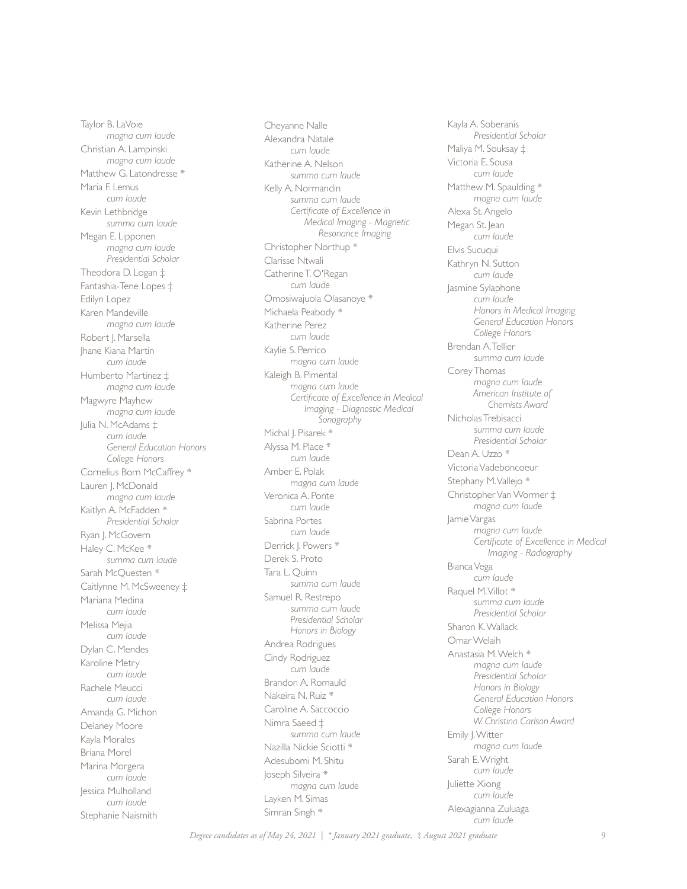Taylor B. LaVoie
*magna cum laude*

Christian A. Lampinski
*magna cum laude*

Matthew G. Latondresse *

Maria F. Lemus
*cum laude*

Kevin Lethbridge
*summa cum laude*

Megan E. Lipponen
*magna cum laude*
*Presidential Scholar*

Theodora D. Logan ‡

Fantashia-Tene Lopes ‡

Edilyn Lopez

Karen Mandeville
*magna cum laude*

Robert J. Marsella

Jhane Kiana Martin
*cum laude*

Humberto Martinez ‡
*magna cum laude*

Magwyre Mayhew
*magna cum laude*

Julia N. McAdams ‡
*cum laude*
*General Education Honors*
*College Honors*

Cornelius Born McCaffrey *

Lauren J. McDonald
*magna cum laude*

Kaitlyn A. McFadden *
*Presidential Scholar*

Ryan J. McGovern

Haley C. McKee *
*summa cum laude*

Sarah McQuesten *

Caitlynne M. McSweeney ‡

Mariana Medina
*cum laude*

Melissa Mejia
*cum laude*

Dylan C. Mendes

Karoline Metry
*cum laude*

Rachele Meucci
*cum laude*

Amanda G. Michon

Delaney Moore

Kayla Morales

Briana Morel

Marina Morgera
*cum laude*

Jessica Mulholland
*cum laude*

Stephanie Naismith

Cheyanne Nalle

Alexandra Natale
*cum laude*

Katherine A. Nelson
*summa cum laude*

Kelly A. Normandin
*summa cum laude*
*Certificate of Excellence in Medical Imaging - Magnetic Resonance Imaging*

Christopher Northup *

Clarisse Ntwali

Catherine T. O'Regan
*cum laude*

Omosiwajuola Olasanoye *

Michaela Peabody *

Katherine Perez
*cum laude*

Kaylie S. Perrico
*magna cum laude*

Kaleigh B. Pimental
*magna cum laude*
*Certificate of Excellence in Medical Imaging - Diagnostic Medical Sonography*

Michal J. Pisarek *

Alyssa M. Place *
*cum laude*

Amber E. Polak
*magna cum laude*

Veronica A. Ponte
*cum laude*

Sabrina Portes
*cum laude*

Derrick J. Powers *

Derek S. Proto

Tara L. Quinn
*summa cum laude*

Samuel R. Restrepo
*summa cum laude*
*Presidential Scholar*
*Honors in Biology*

Andrea Rodrigues

Cindy Rodriguez
*cum laude*

Brandon A. Romauld

Nakeira N. Ruiz *

Caroline A. Saccoccio

Nimra Saeed ‡
*summa cum laude*

Nazilla Nickie Sciotti *

Adesubomi M. Shitu

Joseph Silveira *
*magna cum laude*

Layken M. Simas

Simran Singh *

Kayla A. Soberanis
*Presidential Scholar*

Maliya M. Souksay ‡

Victoria E. Sousa
*cum laude*

Matthew M. Spaulding *
*magna cum laude*

Alexa St. Angelo

Megan St. Jean
*cum laude*

Elvis Sucuqui

Kathryn N. Sutton
*cum laude*

Jasmine Sylaphone
*cum laude*
*Honors in Medical Imaging*
*General Education Honors*
*College Honors*

Brendan A. Tellier
*summa cum laude*

Corey Thomas
*magna cum laude*
*American Institute of Chemists Award*

Nicholas Trebisacci
*summa cum laude*
*Presidential Scholar*

Dean A. Uzzo *

Victoria Vadeboncoeur

Stephany M. Vallejo *

Christopher Van Wormer ‡
*magna cum laude*

Jamie Vargas
*magna cum laude*
*Certificate of Excellence in Medical Imaging - Radiography*

Bianca Vega
*cum laude*

Raquel M. Villot *
*summa cum laude*
*Presidential Scholar*

Sharon K. Wallack

Omar Welaih

Anastasia M. Welch *
*magna cum laude*
*Presidential Scholar*
*Honors in Biology*
*General Education Honors*
*College Honors*
*W. Christina Carlson Award*

Emily J. Witter
*magna cum laude*

Sarah E. Wright
*cum laude*

Juliette Xiong
*cum laude*

Alexagianna Zuluaga
*cum laude*

*Degree candidates as of May 24, 2021 | * January 2021 graduate, ‡ August 2021 graduate*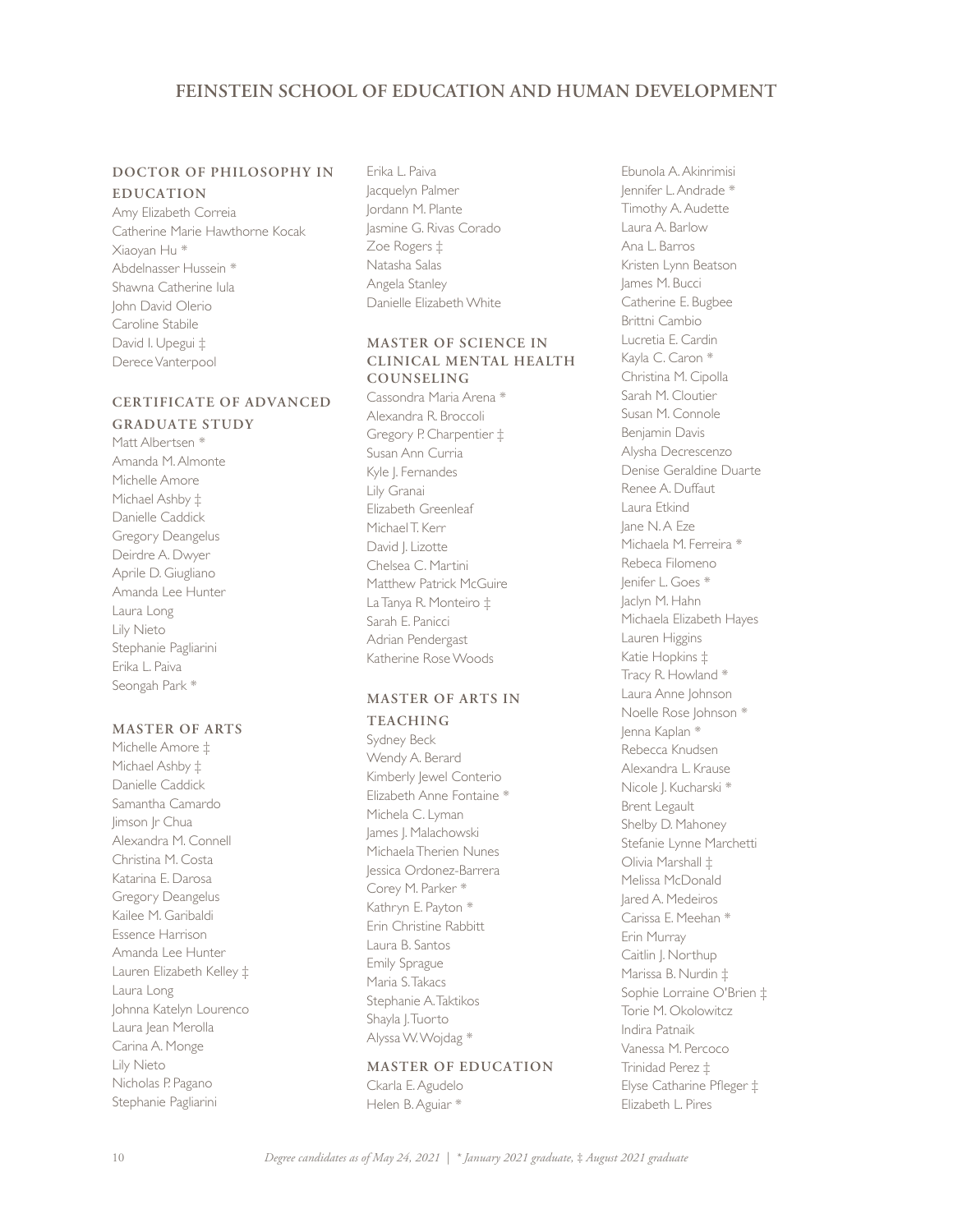# FEINSTEIN SCHOOL OF EDUCATION AND HUMAN DEVELOPMENT

### DOCTOR OF PHILOSOPHY IN EDUCATION

Amy Elizabeth Correia
Catherine Marie Hawthorne Kocak
Xiaoyan Hu *
Abdelnasser Hussein *
Shawna Catherine Iula
John David Olerio
Caroline Stabile
David I. Upegui ‡
Derece Vanterpool

### CERTIFICATE OF ADVANCED GRADUATE STUDY

Matt Albertsen *
Amanda M. Almonte
Michelle Amore
Michael Ashby ‡
Danielle Caddick
Gregory Deangelus
Deirdre A. Dwyer
Aprile D. Giugliano
Amanda Lee Hunter
Laura Long
Lily Nieto
Stephanie Pagliarini
Erika L. Paiva
Seongah Park *

### MASTER OF ARTS

Michelle Amore ‡
Michael Ashby ‡
Danielle Caddick
Samantha Camardo
Jimson Jr Chua
Alexandra M. Connell
Christina M. Costa
Katarina E. Darosa
Gregory Deangelus
Kailee M. Garibaldi
Essence Harrison
Amanda Lee Hunter
Lauren Elizabeth Kelley ‡
Laura Long
Johnna Katelyn Lourenco
Laura Jean Merolla
Carina A. Monge
Lily Nieto
Nicholas P. Pagano
Stephanie Pagliarini
Erika L. Paiva
Jacquelyn Palmer
Jordann M. Plante
Jasmine G. Rivas Corado
Zoe Rogers ‡
Natasha Salas
Angela Stanley
Danielle Elizabeth White

### MASTER OF SCIENCE IN CLINICAL MENTAL HEALTH COUNSELING

Cassondra Maria Arena *
Alexandra R. Broccoli
Gregory P. Charpentier ‡
Susan Ann Curria
Kyle J. Fernandes
Lily Granai
Elizabeth Greenleaf
Michael T. Kerr
David J. Lizotte
Chelsea C. Martini
Matthew Patrick McGuire
La Tanya R. Monteiro ‡
Sarah E. Panicci
Adrian Pendergast
Katherine Rose Woods

### MASTER OF ARTS IN TEACHING

Sydney Beck
Wendy A. Berard
Kimberly Jewel Conterio
Elizabeth Anne Fontaine *
Michela C. Lyman
James J. Malachowski
Michaela Therien Nunes
Jessica Ordonez-Barrera
Corey M. Parker *
Kathryn E. Payton *
Erin Christine Rabbitt
Laura B. Santos
Emily Sprague
Maria S. Takacs
Stephanie A. Taktikos
Shayla J. Tuorto
Alyssa W. Wojdag *

### MASTER OF EDUCATION

Ckarla E. Agudelo
Helen B. Aguiar *
Ebunola A. Akinrimisi
Jennifer L. Andrade *
Timothy A. Audette
Laura A. Barlow
Ana L. Barros
Kristen Lynn Beatson
James M. Bucci
Catherine E. Bugbee
Brittni Cambio
Lucretia E. Cardin
Kayla C. Caron *
Christina M. Cipolla
Sarah M. Cloutier
Susan M. Connole
Benjamin Davis
Alysha Decrescenzo
Denise Geraldine Duarte
Renee A. Duffaut
Laura Etkind
Jane N. A Eze
Michaela M. Ferreira *
Rebeca Filomeno
Jenifer L. Goes *
Jaclyn M. Hahn
Michaela Elizabeth Hayes
Lauren Higgins
Katie Hopkins ‡
Tracy R. Howland *
Laura Anne Johnson
Noelle Rose Johnson *
Jenna Kaplan *
Rebecca Knudsen
Alexandra L. Krause
Nicole J. Kucharski *
Brent Legault
Shelby D. Mahoney
Stefanie Lynne Marchetti
Olivia Marshall ‡
Melissa McDonald
Jared A. Medeiros
Carissa E. Meehan *
Erin Murray
Caitlin J. Northup
Marissa B. Nurdin ‡
Sophie Lorraine O'Brien ‡
Torie M. Okolowitcz
Indira Patnaik
Vanessa M. Percoco
Trinidad Perez ‡
Elyse Catharine Pfleger ‡
Elizabeth L. Pires

*Degree candidates as of May 24, 2021 | * January 2021 graduate, ‡ August 2021 graduate*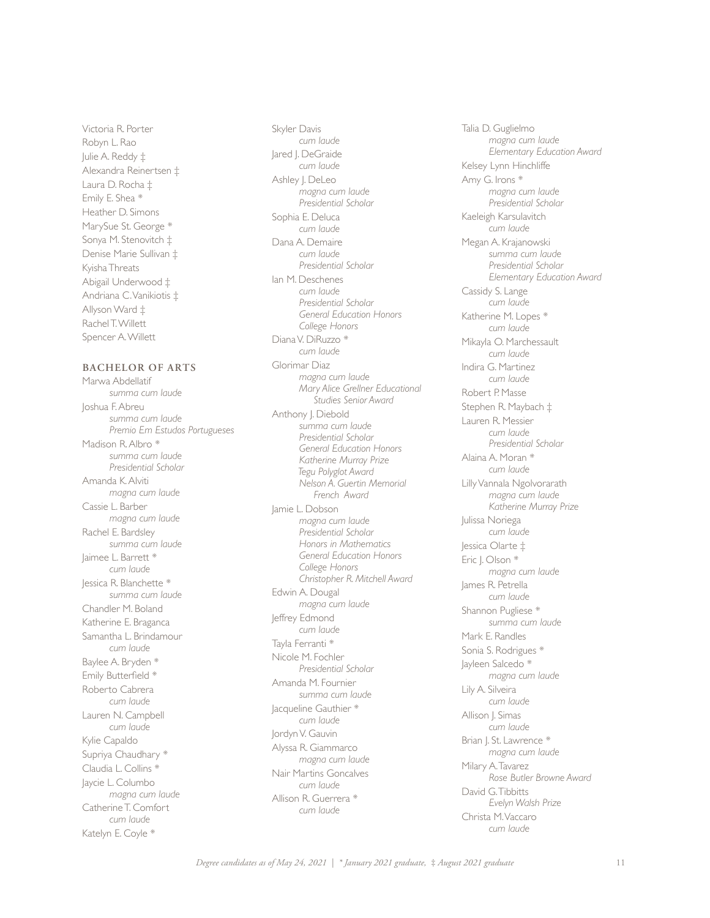Victoria R. Porter
Robyn L. Rao
Julie A. Reddy ‡
Alexandra Reinertsen ‡
Laura D. Rocha ‡
Emily E. Shea *
Heather D. Simons
MarySue St. George *
Sonya M. Stenovitch ‡
Denise Marie Sullivan ‡
Kyisha Threats
Abigail Underwood ‡
Andriana C. Vanikiotis ‡
Allyson Ward ‡
Rachel T. Willett
Spencer A. Willett

### BACHELOR OF ARTS

Marwa Abdellatif
*summa cum laude*
Joshua F. Abreu
*summa cum laude*
*Premio Em Estudos Portugueses*
Madison R. Albro *
*summa cum laude*
*Presidential Scholar*
Amanda K. Alviti
*magna cum laude*
Cassie L. Barber
*magna cum laude*
Rachel E. Bardsley
*summa cum laude*
Jaimee L. Barrett *
*cum laude*
Jessica R. Blanchette *
*summa cum laude*
Chandler M. Boland
Katherine E. Braganca
Samantha L. Brindamour
*cum laude*
Baylee A. Bryden *
Emily Butterfield *
Roberto Cabrera
*cum laude*
Lauren N. Campbell
*cum laude*
Kylie Capaldo
Supriya Chaudhary *
Claudia L. Collins *
Jaycie L. Columbo
*magna cum laude*
Catherine T. Comfort
*cum laude*
Katelyn E. Coyle *

Skyler Davis
*cum laude*
Jared J. DeGraide
*cum laude*
Ashley J. DeLeo
*magna cum laude*
*Presidential Scholar*
Sophia E. Deluca
*cum laude*
Dana A. Demaire
*cum laude*
*Presidential Scholar*
Ian M. Deschenes
*cum laude*
*Presidential Scholar*
*General Education Honors*
*College Honors*
Diana V. DiRuzzo *
*cum laude*
Glorimar Diaz
*magna cum laude*
*Mary Alice Grellner Educational Studies Senior Award*
Anthony J. Diebold
*summa cum laude*
*Presidential Scholar*
*General Education Honors*
*Katherine Murray Prize*
*Tegu Polyglot Award*
*Nelson A. Guertin Memorial French Award*
Jamie L. Dobson
*magna cum laude*
*Presidential Scholar*
*Honors in Mathematics*
*General Education Honors*
*College Honors*
*Christopher R. Mitchell Award*
Edwin A. Dougal
*magna cum laude*
Jeffrey Edmond
*cum laude*
Tayla Ferranti *
Nicole M. Fochler
*Presidential Scholar*
Amanda M. Fournier
*summa cum laude*
Jacqueline Gauthier *
*cum laude*
Jordyn V. Gauvin
Alyssa R. Giammarco
*magna cum laude*
Nair Martins Goncalves
*cum laude*
Allison R. Guerrera *
*cum laude*

Talia D. Guglielmo
*magna cum laude*
*Elementary Education Award*
Kelsey Lynn Hinchliffe
Amy G. Irons *
*magna cum laude*
*Presidential Scholar*
Kaeleigh Karsulavitch
*cum laude*
Megan A. Krajanowski
*summa cum laude*
*Presidential Scholar*
*Elementary Education Award*
Cassidy S. Lange
*cum laude*
Katherine M. Lopes *
*cum laude*
Mikayla O. Marchessault
*cum laude*
Indira G. Martinez
*cum laude*
Robert P. Masse
Stephen R. Maybach ‡
Lauren R. Messier
*cum laude*
*Presidential Scholar*
Alaina A. Moran *
*cum laude*
Lilly Vannala Ngolvorarath
*magna cum laude*
*Katherine Murray Prize*
Julissa Noriega
*cum laude*
Jessica Olarte ‡
Eric J. Olson *
*magna cum laude*
James R. Petrella
*cum laude*
Shannon Pugliese *
*summa cum laude*
Mark E. Randles
Sonia S. Rodrigues *
Jayleen Salcedo *
*magna cum laude*
Lily A. Silveira
*cum laude*
Allison J. Simas
*cum laude*
Brian J. St. Lawrence *
*magna cum laude*
Milary A. Tavarez
*Rose Butler Browne Award*
David G. Tibbitts
*Evelyn Walsh Prize*
Christa M. Vaccaro
*cum laude*

*Degree candidates as of May 24, 2021 | * January 2021 graduate, ‡ August 2021 graduate*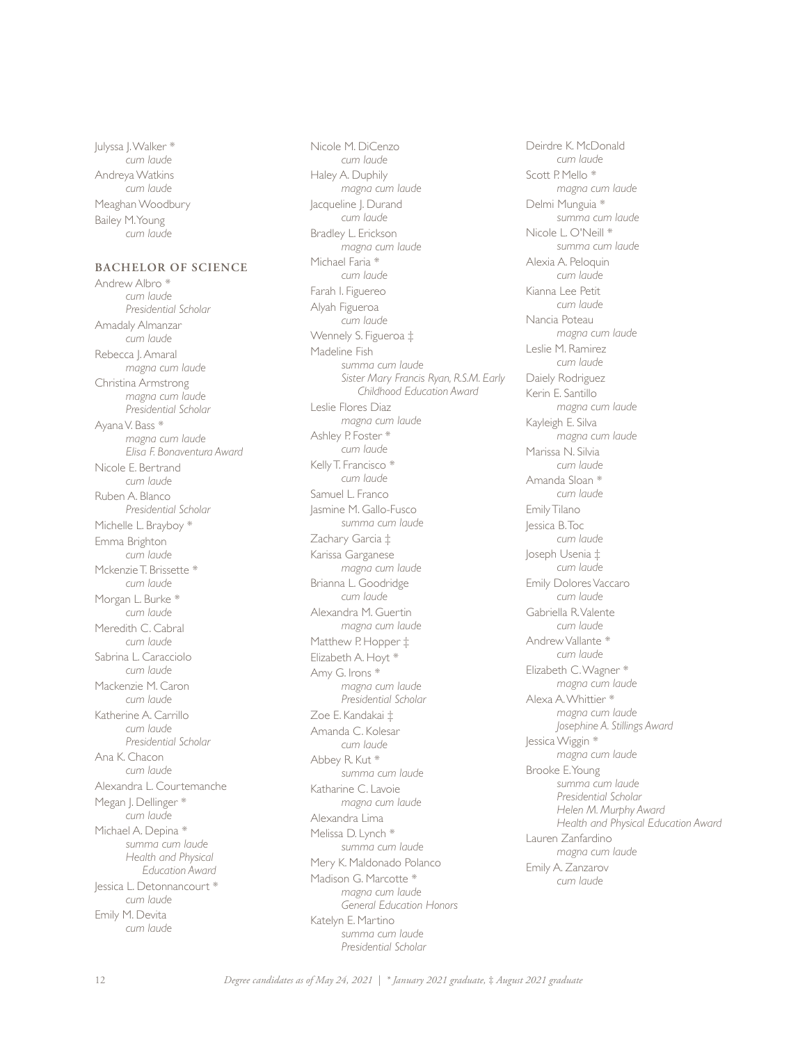Julyssa J. Walker *
*cum laude*

Andreya Watkins
*cum laude*

Meaghan Woodbury

Bailey M. Young
*cum laude*

### BACHELOR OF SCIENCE

Andrew Albro *
*cum laude*
*Presidential Scholar*

Amadaly Almanzar
*cum laude*

Rebecca J. Amaral
*magna cum laude*

Christina Armstrong
*magna cum laude*
*Presidential Scholar*

Ayana V. Bass *
*magna cum laude*
*Elisa F. Bonaventura Award*

Nicole E. Bertrand
*cum laude*

Ruben A. Blanco
*Presidential Scholar*

Michelle L. Brayboy *

Emma Brighton
*cum laude*

Mckenzie T. Brissette *
*cum laude*

Morgan L. Burke *
*cum laude*

Meredith C. Cabral
*cum laude*

Sabrina L. Caracciolo
*cum laude*

Mackenzie M. Caron
*cum laude*

Katherine A. Carrillo
*cum laude*
*Presidential Scholar*

Ana K. Chacon
*cum laude*

Alexandra L. Courtemanche

Megan J. Dellinger *
*cum laude*

Michael A. Depina *
*summa cum laude*
*Health and Physical Education Award*

Jessica L. Detonnancourt *
*cum laude*

Emily M. Devita
*cum laude*

Nicole M. DiCenzo
*cum laude*

Haley A. Duphily
*magna cum laude*

Jacqueline J. Durand
*cum laude*

Bradley L. Erickson
*magna cum laude*

Michael Faria *
*cum laude*

Farah I. Figuereo

Alyah Figueroa
*cum laude*

Wennely S. Figueroa ‡

Madeline Fish
*summa cum laude*
*Sister Mary Francis Ryan, R.S.M. Early Childhood Education Award*

Leslie Flores Diaz
*magna cum laude*

Ashley P. Foster *
*cum laude*

Kelly T. Francisco *
*cum laude*

Samuel L. Franco

Jasmine M. Gallo-Fusco
*summa cum laude*

Zachary Garcia ‡

Karissa Garganese
*magna cum laude*

Brianna L. Goodridge
*cum laude*

Alexandra M. Guertin
*magna cum laude*

Matthew P. Hopper ‡

Elizabeth A. Hoyt *

Amy G. Irons *
*magna cum laude*
*Presidential Scholar*

Zoe E. Kandakai ‡

Amanda C. Kolesar
*cum laude*

Abbey R. Kut *
*summa cum laude*

Katharine C. Lavoie
*magna cum laude*

Alexandra Lima

Melissa D. Lynch *
*summa cum laude*

Mery K. Maldonado Polanco

Madison G. Marcotte *
*magna cum laude*
*General Education Honors*

Katelyn E. Martino
*summa cum laude*
*Presidential Scholar*

Deirdre K. McDonald
*cum laude*

Scott P. Mello *
*magna cum laude*

Delmi Munguia *
*summa cum laude*

Nicole L. O'Neill *
*summa cum laude*

Alexia A. Peloquin
*cum laude*

Kianna Lee Petit
*cum laude*

Nancia Poteau
*magna cum laude*

Leslie M. Ramirez
*cum laude*

Daiely Rodriguez

Kerin E. Santillo
*magna cum laude*

Kayleigh E. Silva
*magna cum laude*

Marissa N. Silvia
*cum laude*

Amanda Sloan *
*cum laude*

Emily Tilano

Jessica B. Toc
*cum laude*

Joseph Usenia ‡
*cum laude*

Emily Dolores Vaccaro
*cum laude*

Gabriella R. Valente
*cum laude*

Andrew Vallante *
*cum laude*

Elizabeth C. Wagner *
*magna cum laude*

Alexa A. Whittier *
*magna cum laude*
*Josephine A. Stillings Award*

Jessica Wiggin *
*magna cum laude*

Brooke E. Young
*summa cum laude*
*Presidential Scholar*
*Helen M. Murphy Award*
*Health and Physical Education Award*

Lauren Zanfardino
*magna cum laude*

Emily A. Zanzarov
*cum laude*

*Degree candidates as of May 24, 2021 | * January 2021 graduate, ‡ August 2021 graduate*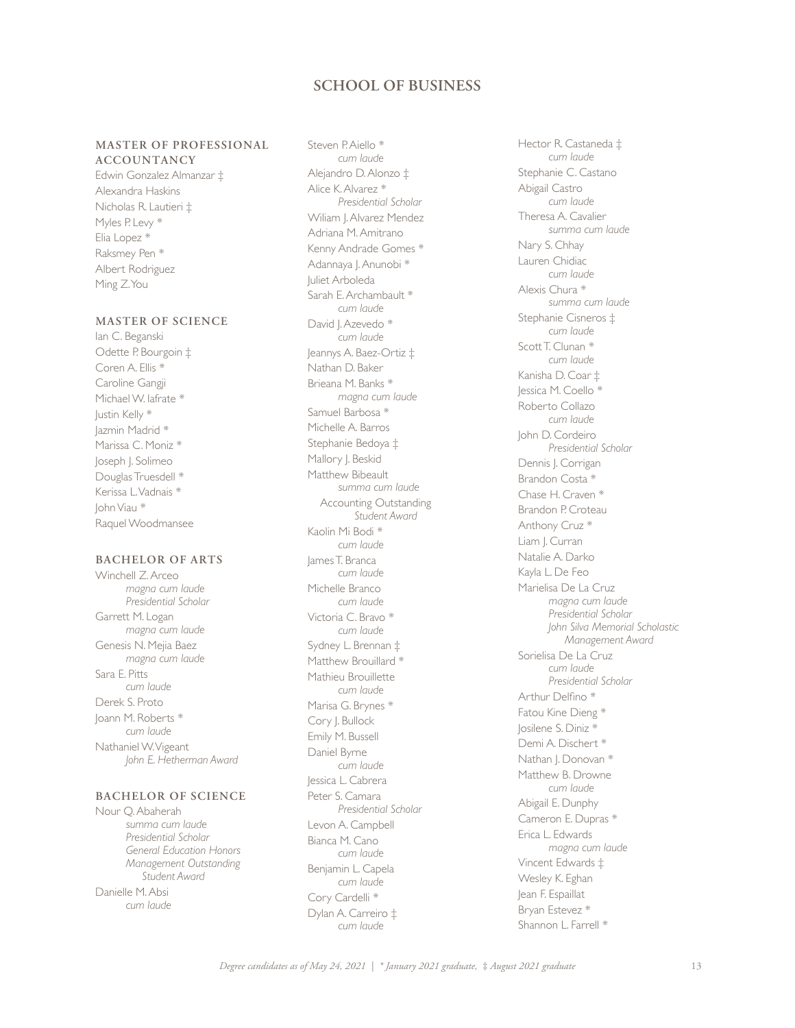# SCHOOL OF BUSINESS

## MASTER OF PROFESSIONAL ACCOUNTANCY

Edwin Gonzalez Almanzar ‡
Alexandra Haskins
Nicholas R. Lautieri ‡
Myles P. Levy *
Elia Lopez *
Raksmey Pen *
Albert Rodriguez
Ming Z. You

## MASTER OF SCIENCE

Ian C. Beganski
Odette P. Bourgoin ‡
Coren A. Ellis *
Caroline Gangji
Michael W. Iafrate *
Justin Kelly *
Jazmin Madrid *
Marissa C. Moniz *
Joseph J. Solimeo
Douglas Truesdell *
Kerissa L. Vadnais *
John Viau *
Raquel Woodmansee

## BACHELOR OF ARTS

Winchell Z. Arceo
*magna cum laude*
*Presidential Scholar*
Garrett M. Logan
*magna cum laude*
Genesis N. Mejia Baez
*magna cum laude*
Sara E. Pitts
*cum laude*
Derek S. Proto
Joann M. Roberts *
*cum laude*
Nathaniel W. Vigeant
*John E. Hetherman Award*

## BACHELOR OF SCIENCE

Nour Q. Abaherah
*summa cum laude*
*Presidential Scholar*
*General Education Honors*
*Management Outstanding Student Award*
Danielle M. Absi
*cum laude*
Steven P. Aiello *
*cum laude*
Alejandro D. Alonzo ‡
Alice K. Alvarez *
*Presidential Scholar*
Wiliam J. Alvarez Mendez
Adriana M. Amitrano
Kenny Andrade Gomes *
Adannaya J. Anunobi *
Juliet Arboleda
Sarah E. Archambault *
*cum laude*
David J. Azevedo *
*cum laude*
Jeannys A. Baez-Ortiz ‡
Nathan D. Baker
Brieana M. Banks *
*magna cum laude*
Samuel Barbosa *
Michelle A. Barros
Stephanie Bedoya ‡
Mallory J. Beskid
Matthew Bibeault
*summa cum laude*
Accounting Outstanding *Student Award*
Kaolin Mi Bodi *
*cum laude*
James T. Branca
*cum laude*
Michelle Branco
*cum laude*
Victoria C. Bravo *
*cum laude*
Sydney L. Brennan ‡
Matthew Brouillard *
Mathieu Brouillette
*cum laude*
Marisa G. Brynes *
Cory J. Bullock
Emily M. Bussell
Daniel Byrne
*cum laude*
Jessica L. Cabrera
Peter S. Camara
*Presidential Scholar*
Levon A. Campbell
Bianca M. Cano
*cum laude*
Benjamin L. Capela
*cum laude*
Cory Cardelli *
Dylan A. Carreiro ‡
*cum laude*
Hector R. Castaneda ‡
*cum laude*
Stephanie C. Castano
Abigail Castro
*cum laude*
Theresa A. Cavalier
*summa cum laude*
Nary S. Chhay
Lauren Chidiac
*cum laude*
Alexis Chura *
*summa cum laude*
Stephanie Cisneros ‡
*cum laude*
Scott T. Clunan *
*cum laude*
Kanisha D. Coar ‡
Jessica M. Coello *
Roberto Collazo
*cum laude*
John D. Cordeiro
*Presidential Scholar*
Dennis J. Corrigan
Brandon Costa *
Chase H. Craven *
Brandon P. Croteau
Anthony Cruz *
Liam J. Curran
Natalie A. Darko
Kayla L. De Feo
Marielisa De La Cruz
*magna cum laude*
*Presidential Scholar*
*John Silva Memorial Scholastic Management Award*
Sorielisa De La Cruz
*cum laude*
*Presidential Scholar*
Arthur Delfino *
Fatou Kine Dieng *
Josilene S. Diniz *
Demi A. Dischert *
Nathan J. Donovan *
Matthew B. Drowne
*cum laude*
Abigail E. Dunphy
Cameron E. Dupras *
Erica L. Edwards
*magna cum laude*
Vincent Edwards ‡
Wesley K. Eghan
Jean F. Espaillat
Bryan Estevez *
Shannon L. Farrell *

*Degree candidates as of May 24, 2021 | * January 2021 graduate, ‡ August 2021 graduate*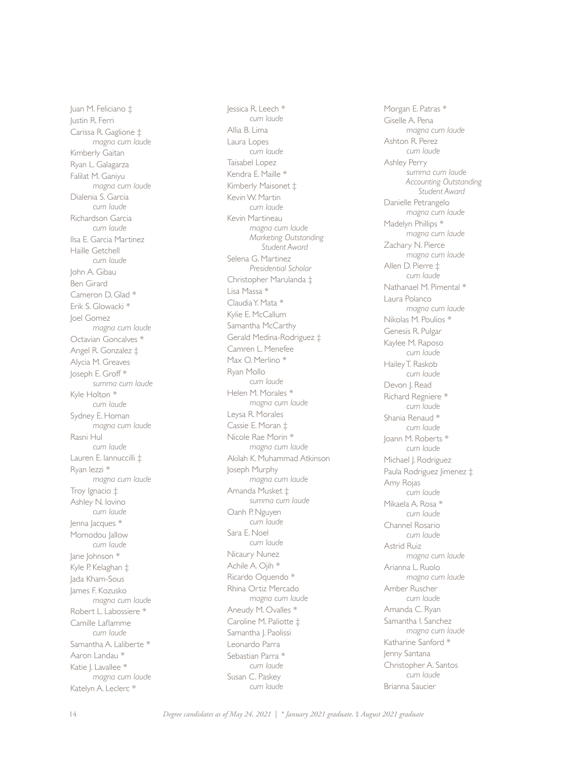Juan M. Feliciano ‡
Justin R. Ferri
Carissa R. Gaglione ‡
*magna cum laude*
Kimberly Gaitan
Ryan L. Galagarza
Falilat M. Ganiyu
*magna cum laude*
Dialenia S. Garcia
*cum laude*
Richardson Garcia
*cum laude*
Ilsa E. Garcia Martinez
Haille Getchell
*cum laude*
John A. Gibau
Ben Girard
Cameron D. Glad *
Erik S. Glowacki *
Joel Gomez
*magna cum laude*
Octavian Goncalves *
Angel R. Gonzalez ‡
Alycia M. Greaves
Joseph E. Groff *
*summa cum laude*
Kyle Holton *
*cum laude*
Sydney E. Homan
*magna cum laude*
Rasni Hul
*cum laude*
Lauren E. Iannuccilli ‡
Ryan Iezzi *
*magna cum laude*
Troy Ignacio ‡
Ashley N. Iovino
*cum laude*
Jenna Jacques *
Momodou Jallow
*cum laude*
Jane Johnson *
Kyle P. Kelaghan ‡
Jada Kham-Sous
James F. Kozusko
*magna cum laude*
Robert L. Labossiere *
Camille Laflamme
*cum laude*
Samantha A. Laliberte *
Aaron Landau *
Katie J. Lavallee *
*magna cum laude*
Katelyn A. Leclerc *

Jessica R. Leech *
*cum laude*
Allia B. Lima
Laura Lopes
*cum laude*
Taisabel Lopez
Kendra E. Maille *
Kimberly Maisonet ‡
Kevin W. Martin
*cum laude*
Kevin Martineau
*magna cum laude*
*Marketing Outstanding Student Award*
Selena G. Martinez
*Presidential Scholar*
Christopher Marulanda ‡
Lisa Massa *
Claudia Y. Mata *
Kylie E. McCallum
Samantha McCarthy
Gerald Medina-Rodriguez ‡
Camren L. Menefee
Max O. Merlino *
Ryan Mollo
*cum laude*
Helen M. Morales *
*magna cum laude*
Leysa R. Morales
Cassie E. Moran ‡
Nicole Rae Morin *
*magna cum laude*
Akilah K. Muhammad Atkinson
Joseph Murphy
*magna cum laude*
Amanda Musket ‡
*summa cum laude*
Oanh P. Nguyen
*cum laude*
Sara E. Noel
*cum laude*
Nicaury Nunez
Achile A. Ojih *
Ricardo Oquendo *
Rhina Ortiz Mercado
*magna cum laude*
Aneudy M. Ovalles *
Caroline M. Paliotte ‡
Samantha J. Paolissi
Leonardo Parra
Sebastian Parra *
*cum laude*
Susan C. Paskey
*cum laude*

Morgan E. Patras *
Giselle A. Pena
*magna cum laude*
Ashton R. Perez
*cum laude*
Ashley Perry
*summa cum laude*
*Accounting Outstanding Student Award*
Danielle Petrangelo
*magna cum laude*
Madelyn Phillips *
*magna cum laude*
Zachary N. Pierce
*magna cum laude*
Allen D. Pierre ‡
*cum laude*
Nathanael M. Pimental *
Laura Polanco
*magna cum laude*
Nikolas M. Poulios *
Genesis R. Pulgar
Kaylee M. Raposo
*cum laude*
Hailey T. Raskob
*cum laude*
Devon J. Read
Richard Regniere *
*cum laude*
Shania Renaud *
*cum laude*
Joann M. Roberts *
*cum laude*
Michael J. Rodriguez
Paula Rodriguez Jimenez ‡
Amy Rojas
*cum laude*
Mikaela A. Rosa *
*cum laude*
Channel Rosario
*cum laude*
Astrid Ruiz
*magna cum laude*
Arianna L. Ruolo
*magna cum laude*
Amber Ruscher
*cum laude*
Amanda C. Ryan
Samantha I. Sanchez
*magna cum laude*
Katharine Sanford *
Jenny Santana
Christopher A. Santos
*cum laude*
Brianna Saucier

*Degree candidates as of May 24, 2021 | * January 2021 graduate, ‡ August 2021 graduate*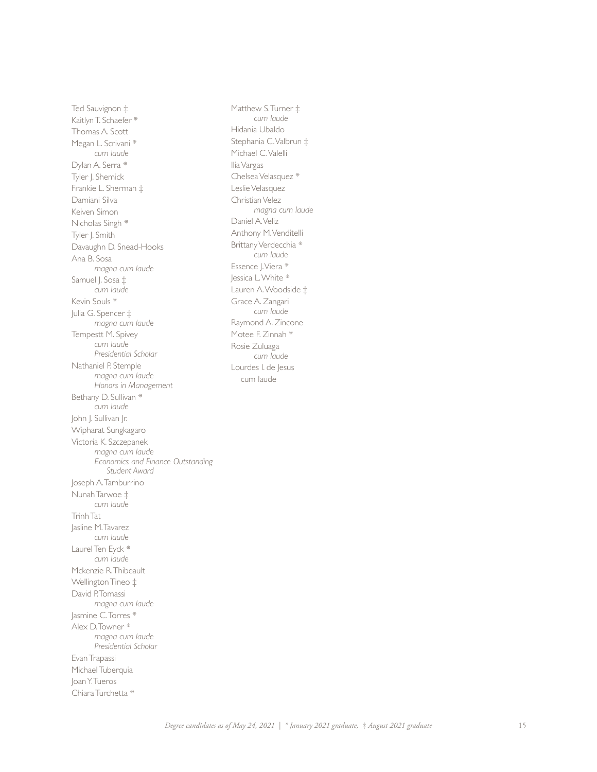Ted Sauvignon ‡
Kaitlyn T. Schaefer *
Thomas A. Scott
Megan L. Scrivani *
*cum laude*
Dylan A. Serra *
Tyler J. Shemick
Frankie L. Sherman ‡
Damiani Silva
Keiven Simon
Nicholas Singh *
Tyler J. Smith
Davaughn D. Snead-Hooks
Ana B. Sosa
*magna cum laude*
Samuel J. Sosa ‡
*cum laude*
Kevin Souls *
Julia G. Spencer ‡
*magna cum laude*
Tempestt M. Spivey
*cum laude*
*Presidential Scholar*
Nathaniel P. Stemple
*magna cum laude*
*Honors in Management*
Bethany D. Sullivan *
*cum laude*
John J. Sullivan Jr.
Wipharat Sungkagaro
Victoria K. Szczepanek
*magna cum laude*
*Economics and Finance Outstanding Student Award*
Joseph A. Tamburrino
Nunah Tarwoe ‡
*cum laude*
Trinh Tat
Jasline M. Tavarez
*cum laude*
Laurel Ten Eyck *
*cum laude*
Mckenzie R. Thibeault
Wellington Tineo ‡
David P. Tomassi
*magna cum laude*
Jasmine C. Torres *
Alex D. Towner *
*magna cum laude*
*Presidential Scholar*
Evan Trapassi
Michael Tuberquia
Joan Y. Tueros
Chiara Turchetta *
Matthew S. Turner ‡
*cum laude*
Hidania Ubaldo
Stephania C. Valbrun ‡
Michael C. Valelli
Ilia Vargas
Chelsea Velasquez *
Leslie Velasquez
Christian Velez
*magna cum laude*
Daniel A. Veliz
Anthony M. Venditelli
Brittany Verdecchia *
*cum laude*
Essence J. Viera *
Jessica L. White *
Lauren A. Woodside ‡
Grace A. Zangari
*cum laude*
Raymond A. Zincone
Motee F. Zinnah *
Rosie Zuluaga
*cum laude*
Lourdes I. de Jesus
cum laude

*Degree candidates as of May 24, 2021 | * January 2021 graduate, ‡ August 2021 graduate*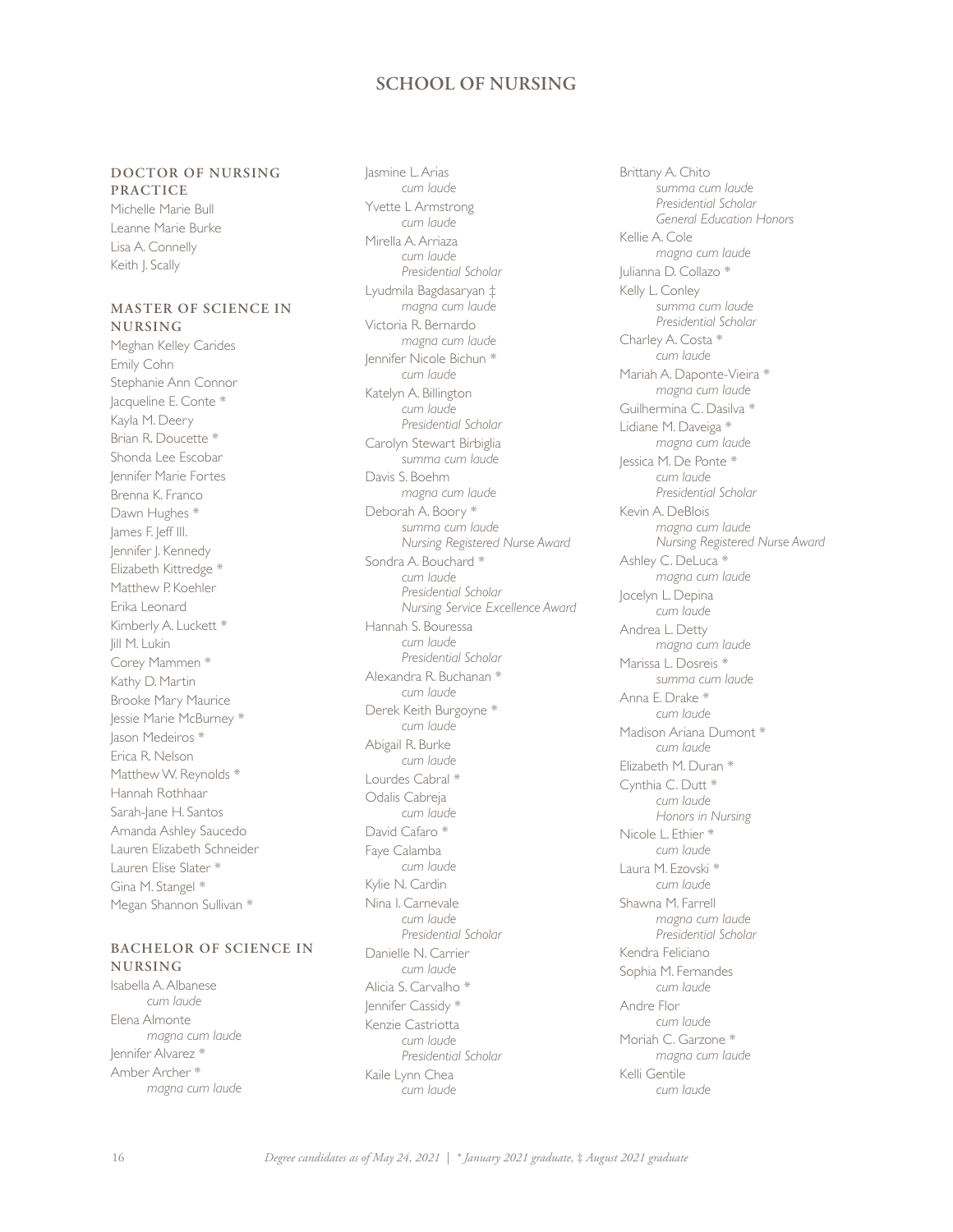# SCHOOL OF NURSING

## DOCTOR OF NURSING PRACTICE

Michelle Marie Bull
Leanne Marie Burke
Lisa A. Connelly
Keith J. Scally

## MASTER OF SCIENCE IN NURSING

Meghan Kelley Carides
Emily Cohn
Stephanie Ann Connor
Jacqueline E. Conte *
Kayla M. Deery
Brian R. Doucette *
Shonda Lee Escobar
Jennifer Marie Fortes
Brenna K. Franco
Dawn Hughes *
James F. Jeff III.
Jennifer J. Kennedy
Elizabeth Kittredge *
Matthew P. Koehler
Erika Leonard
Kimberly A. Luckett *
Jill M. Lukin
Corey Mammen *
Kathy D. Martin
Brooke Mary Maurice
Jessie Marie McBurney *
Jason Medeiros *
Erica R. Nelson
Matthew W. Reynolds *
Hannah Rothhaar
Sarah-Jane H. Santos
Amanda Ashley Saucedo
Lauren Elizabeth Schneider
Lauren Elise Slater *
Gina M. Stangel *
Megan Shannon Sullivan *

## BACHELOR OF SCIENCE IN NURSING

Isabella A. Albanese
*cum laude*
Elena Almonte
*magna cum laude*
Jennifer Alvarez *
Amber Archer *
*magna cum laude*
Jasmine L. Arias
*cum laude*
Yvette L Armstrong
*cum laude*
Mirella A. Arriaza
*cum laude*
*Presidential Scholar*
Lyudmila Bagdasaryan ‡
*magna cum laude*
Victoria R. Bernardo
*magna cum laude*
Jennifer Nicole Bichun *
*cum laude*
Katelyn A. Billington
*cum laude*
*Presidential Scholar*
Carolyn Stewart Birbiglia
*summa cum laude*
Davis S. Boehm
*magna cum laude*
Deborah A. Boory *
*summa cum laude*
*Nursing Registered Nurse Award*
Sondra A. Bouchard *
*cum laude*
*Presidential Scholar*
*Nursing Service Excellence Award*
Hannah S. Bouressa
*cum laude*
*Presidential Scholar*
Alexandra R. Buchanan *
*cum laude*
Derek Keith Burgoyne *
*cum laude*
Abigail R. Burke
*cum laude*
Lourdes Cabral *
Odalis Cabreja
*cum laude*
David Cafaro *
Faye Calamba
*cum laude*
Kylie N. Cardin
Nina I. Carnevale
*cum laude*
*Presidential Scholar*
Danielle N. Carrier
*cum laude*
Alicia S. Carvalho *
Jennifer Cassidy *
Kenzie Castriotta
*cum laude*
*Presidential Scholar*
Kaile Lynn Chea
*cum laude*
Brittany A. Chito
*summa cum laude*
*Presidential Scholar*
*General Education Honors*
Kellie A. Cole
*magna cum laude*
Julianna D. Collazo *
Kelly L. Conley
*summa cum laude*
*Presidential Scholar*
Charley A. Costa *
*cum laude*
Mariah A. Daponte-Vieira *
*magna cum laude*
Guilhermina C. Dasilva *
Lidiane M. Daveiga *
*magna cum laude*
Jessica M. De Ponte *
*cum laude*
*Presidential Scholar*
Kevin A. DeBlois
*magna cum laude*
*Nursing Registered Nurse Award*
Ashley C. DeLuca *
*magna cum laude*
Jocelyn L. Depina
*cum laude*
Andrea L. Detty
*magna cum laude*
Marissa L. Dosreis *
*summa cum laude*
Anna E. Drake *
*cum laude*
Madison Ariana Dumont *
*cum laude*
Elizabeth M. Duran *
Cynthia C. Dutt *
*cum laude*
*Honors in Nursing*
Nicole L. Ethier *
*cum laude*
Laura M. Ezovski *
*cum laude*
Shawna M. Farrell
*magna cum laude*
*Presidential Scholar*
Kendra Feliciano
Sophia M. Fernandes
*cum laude*
Andre Flor
*cum laude*
Moriah C. Garzone *
*magna cum laude*
Kelli Gentile
*cum laude*

*Degree candidates as of May 24, 2021 | * January 2021 graduate, ‡ August 2021 graduate*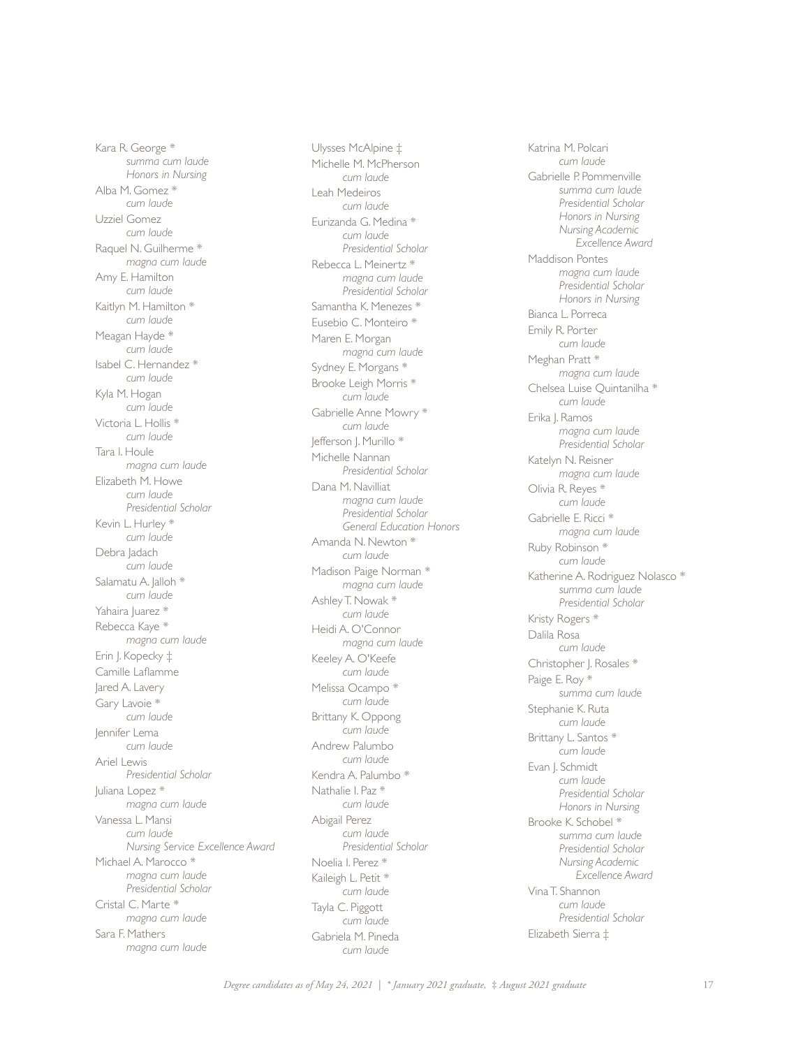Kara R. George *
*summa cum laude*
*Honors in Nursing*

Alba M. Gomez *
*cum laude*

Uzziel Gomez
*cum laude*

Raquel N. Guilherme *
*magna cum laude*

Amy E. Hamilton
*cum laude*

Kaitlyn M. Hamilton *
*cum laude*

Meagan Hayde *
*cum laude*

Isabel C. Hernandez *
*cum laude*

Kyla M. Hogan
*cum laude*

Victoria L. Hollis *
*cum laude*

Tara I. Houle
*magna cum laude*

Elizabeth M. Howe
*cum laude*
*Presidential Scholar*

Kevin L. Hurley *
*cum laude*

Debra Jadach
*cum laude*

Salamatu A. Jalloh *
*cum laude*

Yahaira Juarez *

Rebecca Kaye *
*magna cum laude*

Erin J. Kopecky ‡

Camille Laflamme

Jared A. Lavery

Gary Lavoie *
*cum laude*

Jennifer Lema
*cum laude*

Ariel Lewis
*Presidential Scholar*

Juliana Lopez *
*magna cum laude*

Vanessa L. Mansi
*cum laude*
*Nursing Service Excellence Award*

Michael A. Marocco *
*magna cum laude*
*Presidential Scholar*

Cristal C. Marte *
*magna cum laude*

Sara F. Mathers
*magna cum laude*

Ulysses McAlpine ‡

Michelle M. McPherson
*cum laude*

Leah Medeiros
*cum laude*

Eurizanda G. Medina *
*cum laude*
*Presidential Scholar*

Rebecca L. Meinertz *
*magna cum laude*
*Presidential Scholar*

Samantha K. Menezes *

Eusebio C. Monteiro *

Maren E. Morgan
*magna cum laude*

Sydney E. Morgans *

Brooke Leigh Morris *
*cum laude*

Gabrielle Anne Mowry *
*cum laude*

Jefferson J. Murillo *

Michelle Nannan
*Presidential Scholar*

Dana M. Navilliat
*magna cum laude*
*Presidential Scholar*
*General Education Honors*

Amanda N. Newton *
*cum laude*

Madison Paige Norman *
*magna cum laude*

Ashley T. Nowak *
*cum laude*

Heidi A. O'Connor
*magna cum laude*

Keeley A. O'Keefe
*cum laude*

Melissa Ocampo *
*cum laude*

Brittany K. Oppong
*cum laude*

Andrew Palumbo
*cum laude*

Kendra A. Palumbo *

Nathalie I. Paz *
*cum laude*

Abigail Perez
*cum laude*
*Presidential Scholar*

Noelia I. Perez *

Kaileigh L. Petit *
*cum laude*

Tayla C. Piggott
*cum laude*

Gabriela M. Pineda
*cum laude*

Katrina M. Polcari
*cum laude*

Gabrielle P. Pommenville
*summa cum laude*
*Presidential Scholar*
*Honors in Nursing*
*Nursing Academic Excellence Award*

Maddison Pontes
*magna cum laude*
*Presidential Scholar*
*Honors in Nursing*

Bianca L. Porreca

Emily R. Porter
*cum laude*

Meghan Pratt *
*magna cum laude*

Chelsea Luise Quintanilha *
*cum laude*

Erika J. Ramos
*magna cum laude*
*Presidential Scholar*

Katelyn N. Reisner
*magna cum laude*

Olivia R. Reyes *
*cum laude*

Gabrielle E. Ricci *
*magna cum laude*

Ruby Robinson *
*cum laude*

Katherine A. Rodriguez Nolasco *
*summa cum laude*
*Presidential Scholar*

Kristy Rogers *

Dalila Rosa
*cum laude*

Christopher J. Rosales *

Paige E. Roy *
*summa cum laude*

Stephanie K. Ruta
*cum laude*

Brittany L. Santos *
*cum laude*

Evan J. Schmidt
*cum laude*
*Presidential Scholar*
*Honors in Nursing*

Brooke K. Schobel *
*summa cum laude*
*Presidential Scholar*
*Nursing Academic Excellence Award*

Vina T. Shannon
*cum laude*
*Presidential Scholar*

Elizabeth Sierra ‡

*Degree candidates as of May 24, 2021 | * January 2021 graduate, ‡ August 2021 graduate*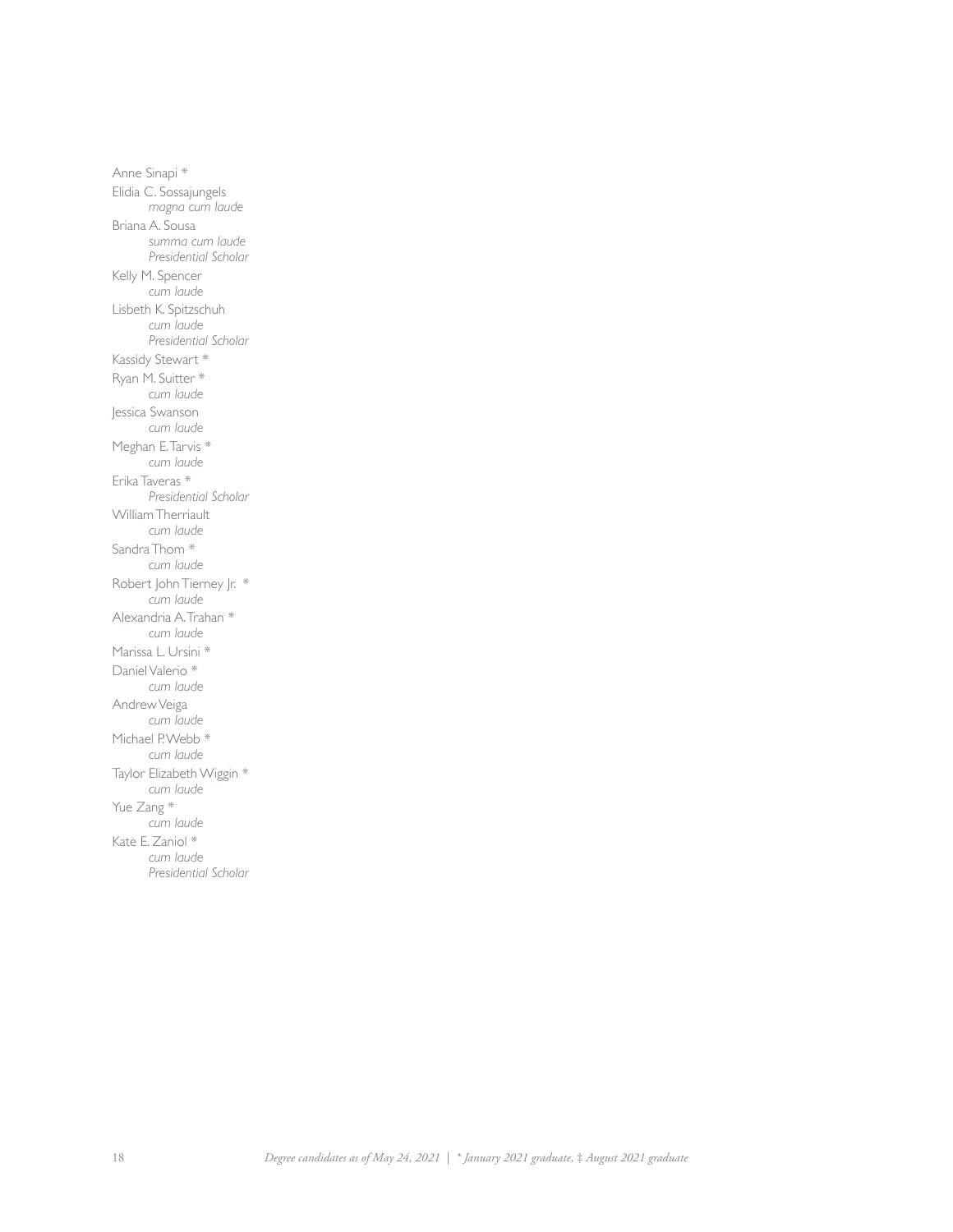Anne Sinapi *

Elidia C. Sossajungels
*magna cum laude*

Briana A. Sousa
*summa cum laude*
*Presidential Scholar*

Kelly M. Spencer
*cum laude*

Lisbeth K. Spitzschuh
*cum laude*
*Presidential Scholar*

Kassidy Stewart *

Ryan M. Suitter *
*cum laude*

Jessica Swanson
*cum laude*

Meghan E. Tarvis *
*cum laude*

Erika Taveras *
*Presidential Scholar*

William Therriault
*cum laude*

Sandra Thom *
*cum laude*

Robert John Tierney Jr. *
*cum laude*

Alexandria A. Trahan *
*cum laude*

Marissa L. Ursini *

Daniel Valerio *
*cum laude*

Andrew Veiga
*cum laude*

Michael P. Webb *
*cum laude*

Taylor Elizabeth Wiggin *
*cum laude*

Yue Zang *
*cum laude*

Kate E. Zaniol *
*cum laude*
*Presidential Scholar*

*Degree candidates as of May 24, 2021 | * January 2021 graduate, ‡ August 2021 graduate*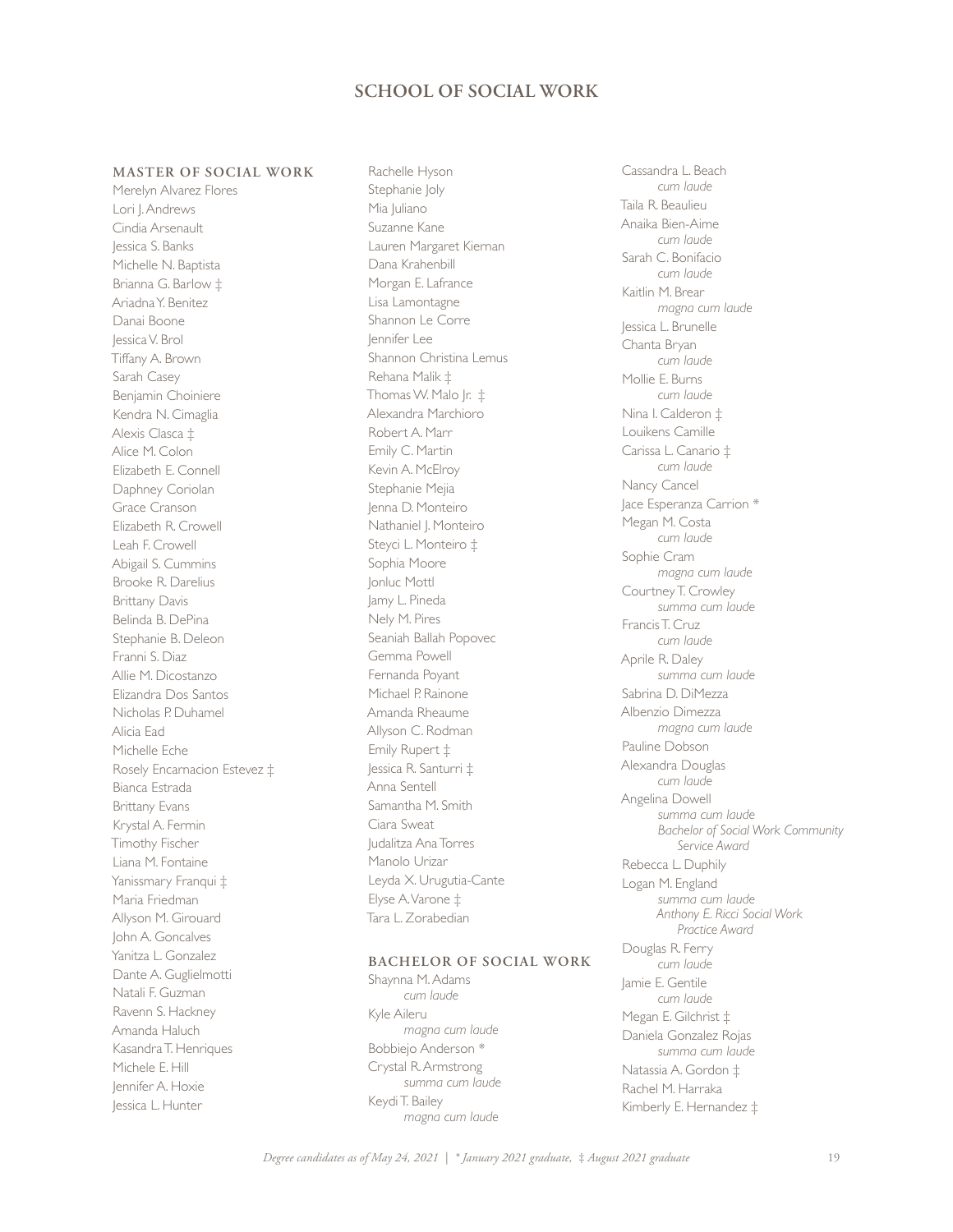# SCHOOL OF SOCIAL WORK

## MASTER OF SOCIAL WORK

Merelyn Alvarez Flores
Lori J. Andrews
Cindia Arsenault
Jessica S. Banks
Michelle N. Baptista
Brianna G. Barlow ‡
Ariadna Y. Benitez
Danai Boone
Jessica V. Brol
Tiffany A. Brown
Sarah Casey
Benjamin Choiniere
Kendra N. Cimaglia
Alexis Clasca ‡
Alice M. Colon
Elizabeth E. Connell
Daphney Coriolan
Grace Cranson
Elizabeth R. Crowell
Leah F. Crowell
Abigail S. Cummins
Brooke R. Darelius
Brittany Davis
Belinda B. DePina
Stephanie B. Deleon
Franni S. Diaz
Allie M. Dicostanzo
Elizandra Dos Santos
Nicholas P. Duhamel
Alicia Ead
Michelle Eche
Rosely Encarnacion Estevez ‡
Bianca Estrada
Brittany Evans
Krystal A. Fermin
Timothy Fischer
Liana M. Fontaine
Yanissmary Franqui ‡
Maria Friedman
Allyson M. Girouard
John A. Goncalves
Yanitza L. Gonzalez
Dante A. Guglielmotti
Natali F. Guzman
Ravenn S. Hackney
Amanda Haluch
Kasandra T. Henriques
Michele E. Hill
Jennifer A. Hoxie
Jessica L. Hunter
Rachelle Hyson
Stephanie Joly
Mia Juliano
Suzanne Kane
Lauren Margaret Kiernan
Dana Krahenbill
Morgan E. Lafrance
Lisa Lamontagne
Shannon Le Corre
Jennifer Lee
Shannon Christina Lemus
Rehana Malik ‡
Thomas W. Malo Jr. ‡
Alexandra Marchioro
Robert A. Marr
Emily C. Martin
Kevin A. McElroy
Stephanie Mejia
Jenna D. Monteiro
Nathaniel J. Monteiro
Steyci L. Monteiro ‡
Sophia Moore
Jonluc Mottl
Jamy L. Pineda
Nely M. Pires
Seaniah Ballah Popovec
Gemma Powell
Fernanda Poyant
Michael P. Rainone
Amanda Rheaume
Allyson C. Rodman
Emily Rupert ‡
Jessica R. Santurri ‡
Anna Sentell
Samantha M. Smith
Ciara Sweat
Judalitza Ana Torres
Manolo Urizar
Leyda X. Urugutia-Cante
Elyse A. Varone ‡
Tara L. Zorabedian

## BACHELOR OF SOCIAL WORK

Shaynna M. Adams
*cum laude*
Kyle Aileru
*magna cum laude*
Bobbiejo Anderson *
Crystal R. Armstrong
*summa cum laude*
Keydi T. Bailey
*magna cum laude*
Cassandra L. Beach
*cum laude*
Taila R. Beaulieu
Anaika Bien-Aime
*cum laude*
Sarah C. Bonifacio
*cum laude*
Kaitlin M. Brear
*magna cum laude*
Jessica L. Brunelle
Chanta Bryan
*cum laude*
Mollie E. Burns
*cum laude*
Nina I. Calderon ‡
Louikens Camille
Carissa L. Canario ‡
*cum laude*
Nancy Cancel
Jace Esperanza Carrion *
Megan M. Costa
*cum laude*
Sophie Cram
*magna cum laude*
Courtney T. Crowley
*summa cum laude*
Francis T. Cruz
*cum laude*
Aprile R. Daley
*summa cum laude*
Sabrina D. DiMezza
Albenzio Dimezza
*magna cum laude*
Pauline Dobson
Alexandra Douglas
*cum laude*
Angelina Dowell
*summa cum laude*
*Bachelor of Social Work Community Service Award*
Rebecca L. Duphily
Logan M. England
*summa cum laude*
*Anthony E. Ricci Social Work Practice Award*
Douglas R. Ferry
*cum laude*
Jamie E. Gentile
*cum laude*
Megan E. Gilchrist ‡
Daniela Gonzalez Rojas
*summa cum laude*
Natassia A. Gordon ‡
Rachel M. Harraka
Kimberly E. Hernandez ‡

*Degree candidates as of May 24, 2021 | * January 2021 graduate, ‡ August 2021 graduate*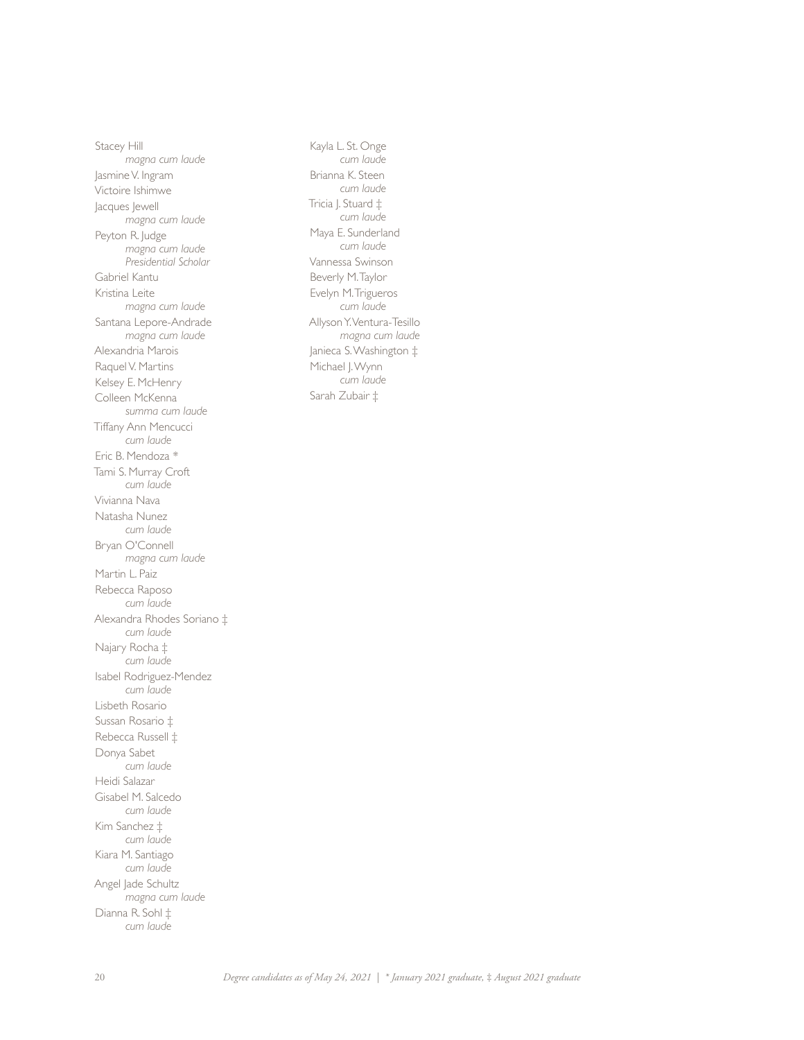Stacey Hill
*magna cum laude*

Jasmine V. Ingram

Victoire Ishimwe

Jacques Jewell
*magna cum laude*

Peyton R. Judge
*magna cum laude*
*Presidential Scholar*

Gabriel Kantu

Kristina Leite
*magna cum laude*

Santana Lepore-Andrade
*magna cum laude*

Alexandria Marois

Raquel V. Martins

Kelsey E. McHenry

Colleen McKenna
*summa cum laude*

Tiffany Ann Mencucci
*cum laude*

Eric B. Mendoza *

Tami S. Murray Croft
*cum laude*

Vivianna Nava

Natasha Nunez
*cum laude*

Bryan O'Connell
*magna cum laude*

Martin L. Paiz

Rebecca Raposo
*cum laude*

Alexandra Rhodes Soriano ‡
*cum laude*

Najary Rocha ‡
*cum laude*

Isabel Rodriguez-Mendez
*cum laude*

Lisbeth Rosario

Sussan Rosario ‡

Rebecca Russell ‡

Donya Sabet
*cum laude*

Heidi Salazar

Gisabel M. Salcedo
*cum laude*

Kim Sanchez ‡
*cum laude*

Kiara M. Santiago
*cum laude*

Angel Jade Schultz
*magna cum laude*

Dianna R. Sohl ‡
*cum laude*

Kayla L. St. Onge
*cum laude*

Brianna K. Steen
*cum laude*

Tricia J. Stuard ‡
*cum laude*

Maya E. Sunderland
*cum laude*

Vannessa Swinson

Beverly M. Taylor

Evelyn M. Trigueros
*cum laude*

Allyson Y. Ventura-Tesillo
*magna cum laude*

Janieca S. Washington ‡

Michael J. Wynn
*cum laude*

Sarah Zubair ‡

*Degree candidates as of May 24, 2021 | * January 2021 graduate, ‡ August 2021 graduate*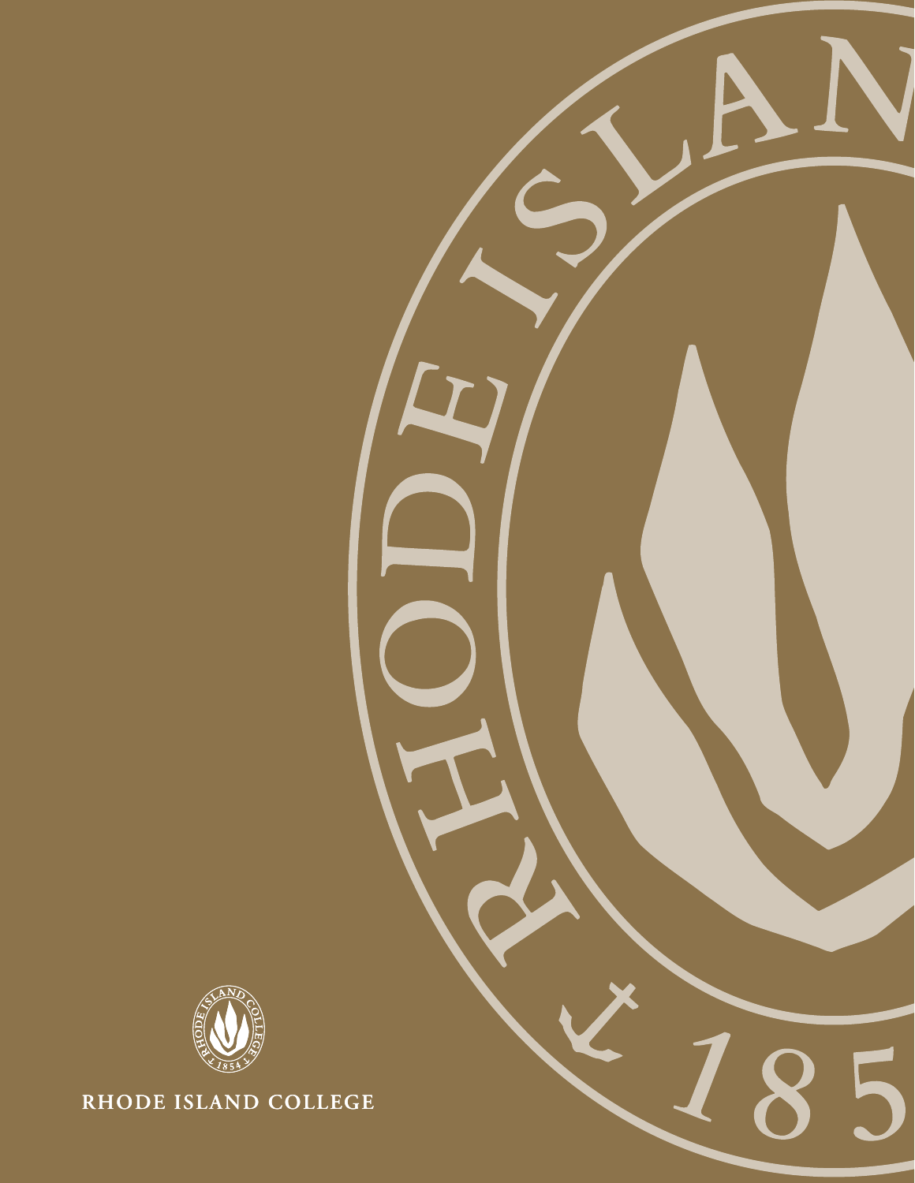RHODE ISLAND COLLEGE